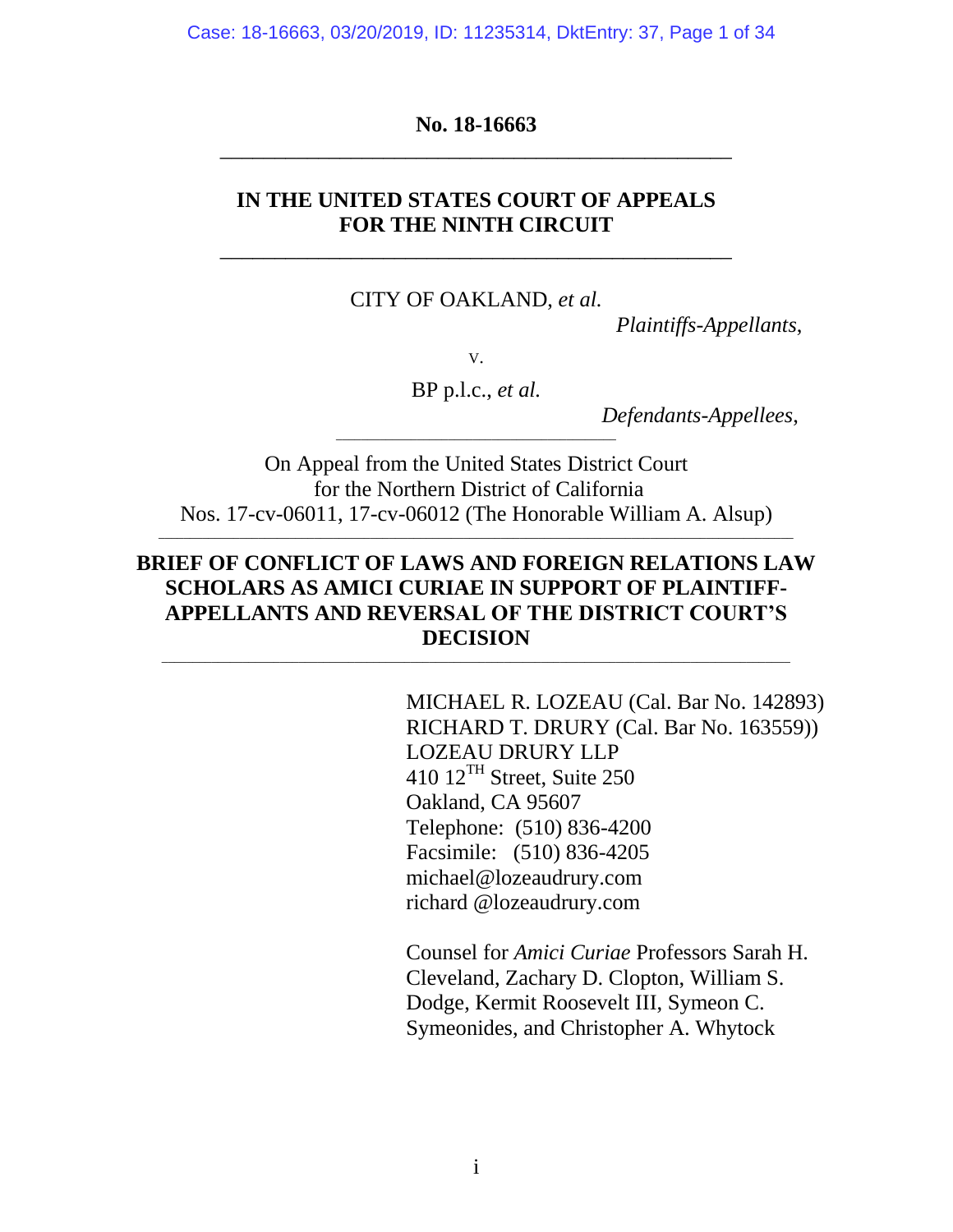**No. 18-16663**

---

**IN THE UNITED STATES COURT OF APPEALS FOR THE NINTH CIRCUIT**

---

CITY OF OAKLAND, *et al.*

*Plaintiffs-Appellants*,

v.

BP p.l.c., *et al.*

*Defendants-Appellees*,

---

On Appeal from the United States District Court for the Northern District of California
Nos. 17-cv-06011, 17-cv-06012 (The Honorable William A. Alsup)

---

**BRIEF OF CONFLICT OF LAWS AND FOREIGN RELATIONS LAW SCHOLARS AS AMICI CURIAE IN SUPPORT OF PLAINTIFF-APPELLANTS AND REVERSAL OF THE DISTRICT COURT'S DECISION**

---

MICHAEL R. LOZEAU (Cal. Bar No. 142893)
RICHARD T. DRURY (Cal. Bar No. 163559))
LOZEAU DRURY LLP
410 12TH Street, Suite 250
Oakland, CA 95607
Telephone: (510) 836-4200
Facsimile: (510) 836-4205
michael@lozeaudrury.com
richard @lozeaudrury.com

Counsel for *Amici Curiae* Professors Sarah H. Cleveland, Zachary D. Clopton, William S. Dodge, Kermit Roosevelt III, Symeon C. Symeonides, and Christopher A. Whytock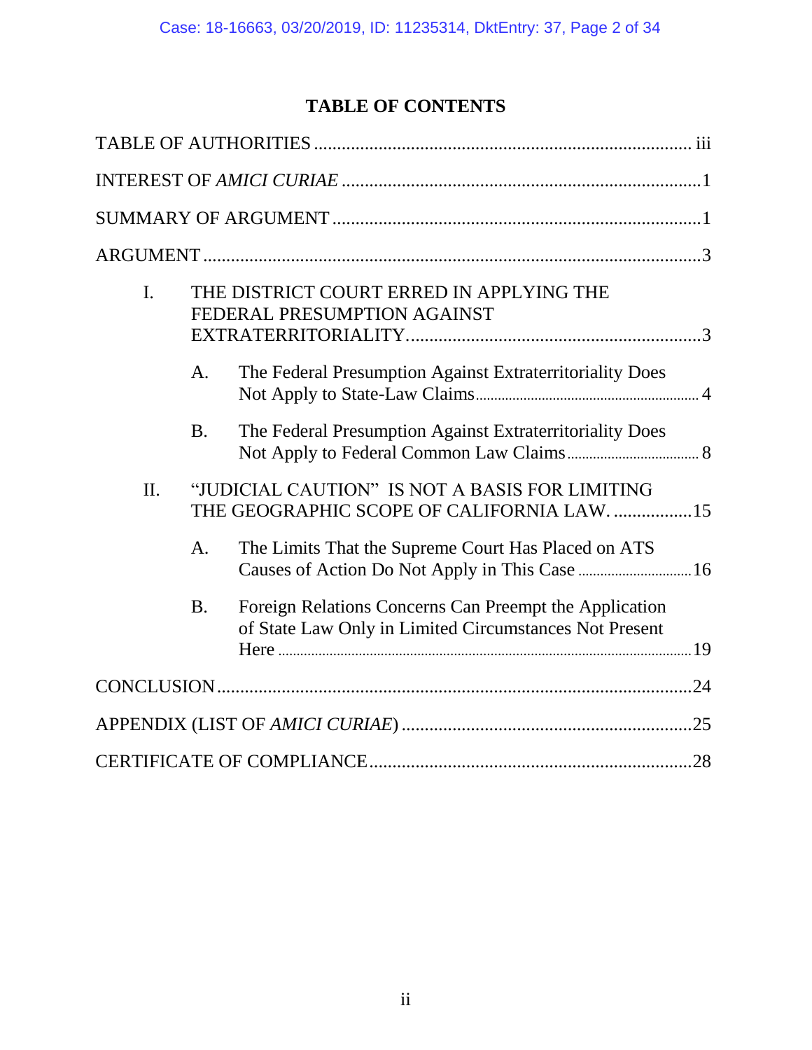# TABLE OF CONTENTS

TABLE OF AUTHORITIES ........................................................................ iii

INTEREST OF *AMICI CURIAE* .................................................................1

SUMMARY OF ARGUMENT ....................................................................1

ARGUMENT ..........................................................................................3

I. THE DISTRICT COURT ERRED IN APPLYING THE FEDERAL PRESUMPTION AGAINST EXTRATERRITORIALITY..........................................................3

   A. The Federal Presumption Against Extraterritoriality Does Not Apply to State-Law Claims ........................................................ 4

   B. The Federal Presumption Against Extraterritoriality Does Not Apply to Federal Common Law Claims ................................. 8

II. "JUDICIAL CAUTION" IS NOT A BASIS FOR LIMITING THE GEOGRAPHIC SCOPE OF CALIFORNIA LAW. .................15

   A. The Limits That the Supreme Court Has Placed on ATS Causes of Action Do Not Apply in This Case ...........................16

   B. Foreign Relations Concerns Can Preempt the Application of State Law Only in Limited Circumstances Not Present Here ...........................................................................................19

CONCLUSION.......................................................................................24

APPENDIX (LIST OF *AMICI CURIAE*) ...............................................25

CERTIFICATE OF COMPLIANCE.......................................................28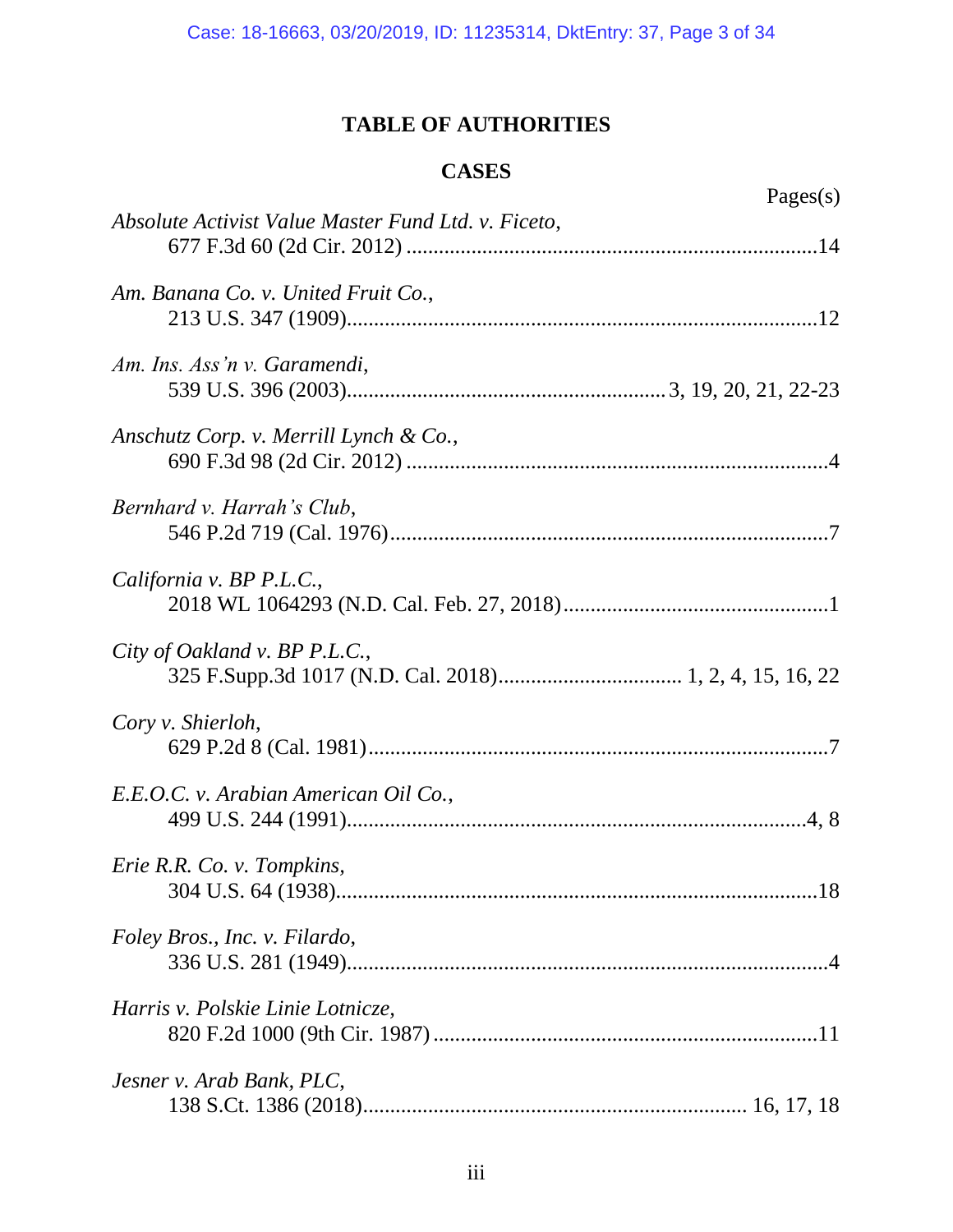# TABLE OF AUTHORITIES

## CASES

Pages(s)

*Absolute Activist Value Master Fund Ltd. v. Ficeto*,
677 F.3d 60 (2d Cir. 2012) ....................................................................14

*Am. Banana Co. v. United Fruit Co.*,
213 U.S. 347 (1909)...............................................................................12

*Am. Ins. Ass'n v. Garamendi*,
539 U.S. 396 (2003)..................................................3, 19, 20, 21, 22-23

*Anschutz Corp. v. Merrill Lynch & Co.*,
690 F.3d 98 (2d Cir. 2012) ......................................................................4

*Bernhard v. Harrah's Club*,
546 P.2d 719 (Cal. 1976).........................................................................7

*California v. BP P.L.C.*,
2018 WL 1064293 (N.D. Cal. Feb. 27, 2018).........................................1

*City of Oakland v. BP P.L.C.*,
325 F.Supp.3d 1017 (N.D. Cal. 2018)............................ 1, 2, 4, 15, 16, 22

*Cory v. Shierloh*,
629 P.2d 8 (Cal. 1981).............................................................................7

*E.E.O.C. v. Arabian American Oil Co.*,
499 U.S. 244 (1991)...............................................................................4, 8

*Erie R.R. Co. v. Tompkins*,
304 U.S. 64 (1938).................................................................................18

*Foley Bros., Inc. v. Filardo*,
336 U.S. 281 (1949).................................................................................4

*Harris v. Polskie Linie Lotnicze*,
820 F.2d 1000 (9th Cir. 1987) ...............................................................11

*Jesner v. Arab Bank, PLC*,
138 S.Ct. 1386 (2018)..................................................................... 16, 17, 18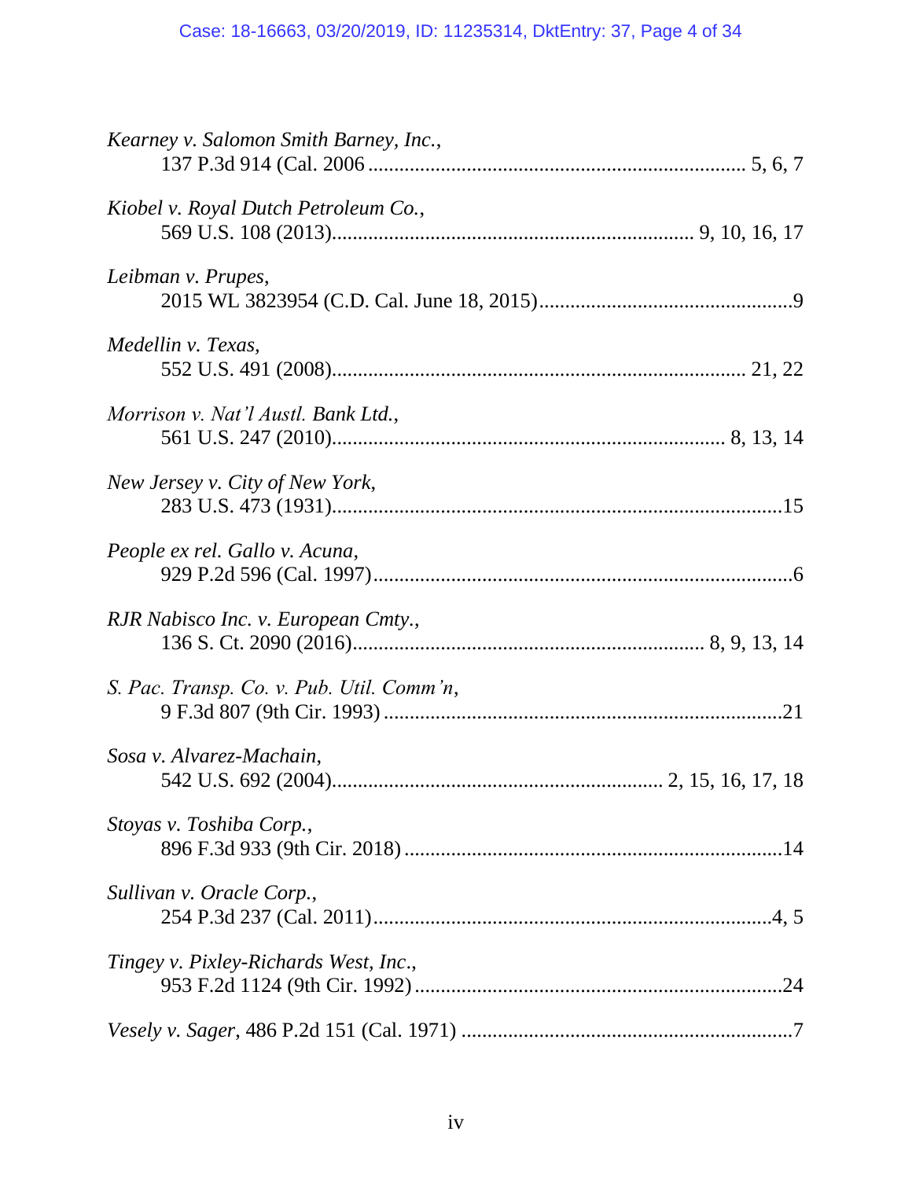*Kearney v. Salomon Smith Barney, Inc.*,
137 P.3d 914 (Cal. 2006 ........................................................................ 5, 6, 7

*Kiobel v. Royal Dutch Petroleum Co.*,
569 U.S. 108 (2013)..................................................................... 9, 10, 16, 17

*Leibman v. Prupes*,
2015 WL 3823954 (C.D. Cal. June 18, 2015).................................................9

*Medellin v. Texas*,
552 U.S. 491 (2008)............................................................................... 21, 22

*Morrison v. Nat'l Austl. Bank Ltd.*,
561 U.S. 247 (2010)........................................................................... 8, 13, 14

*New Jersey v. City of New York*,
283 U.S. 473 (1931).......................................................................................15

*People ex rel. Gallo v. Acuna*,
929 P.2d 596 (Cal. 1997).................................................................................6

*RJR Nabisco Inc. v. European Cmty.*,
136 S. Ct. 2090 (2016)................................................................... 8, 9, 13, 14

*S. Pac. Transp. Co. v. Pub. Util. Comm'n*,
9 F.3d 807 (9th Cir. 1993) .............................................................................21

*Sosa v. Alvarez-Machain*,
542 U.S. 692 (2004)............................................................. 2, 15, 16, 17, 18

*Stoyas v. Toshiba Corp.*,
896 F.3d 933 (9th Cir. 2018) .........................................................................14

*Sullivan v. Oracle Corp.*,
254 P.3d 237 (Cal. 2011).............................................................................4, 5

*Tingey v. Pixley-Richards West, Inc.*,
953 F.2d 1124 (9th Cir. 1992) .......................................................................24

*Vesely v. Sager*, 486 P.2d 151 (Cal. 1971) ................................................................7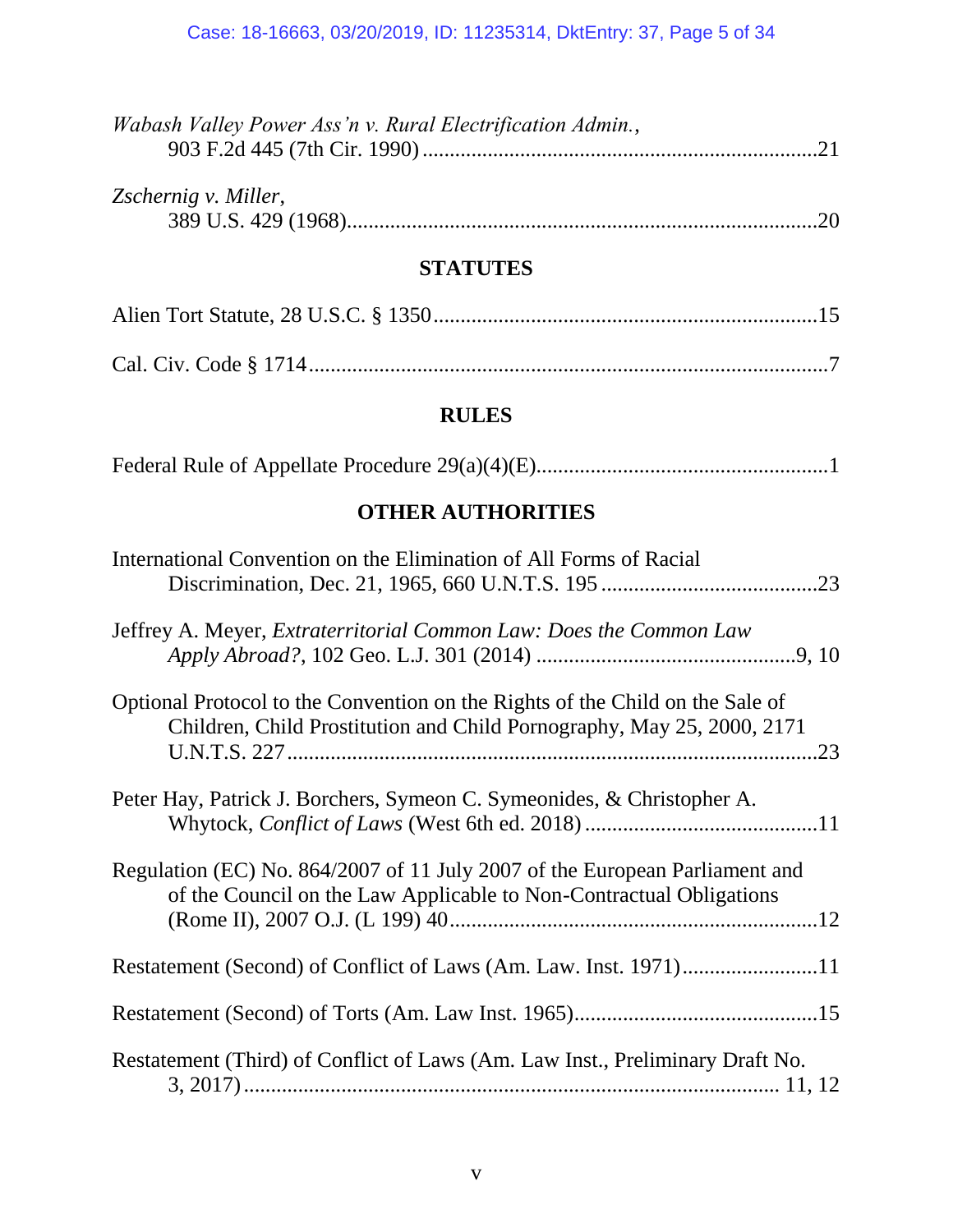*Wabash Valley Power Ass'n v. Rural Electrification Admin.*,
903 F.2d 445 (7th Cir. 1990) ........................................................................21

*Zschernig v. Miller*,
389 U.S. 429 (1968)......................................................................................20

## STATUTES

Alien Tort Statute, 28 U.S.C. § 1350......................................................................15

Cal. Civ. Code § 1714...............................................................................................7

## RULES

Federal Rule of Appellate Procedure 29(a)(4)(E).....................................................1

## OTHER AUTHORITIES

International Convention on the Elimination of All Forms of Racial Discrimination, Dec. 21, 1965, 660 U.N.T.S. 195 ........................................23

Jeffrey A. Meyer, *Extraterritorial Common Law: Does the Common Law Apply Abroad?*, 102 Geo. L.J. 301 (2014) ................................................9, 10

Optional Protocol to the Convention on the Rights of the Child on the Sale of Children, Child Prostitution and Child Pornography, May 25, 2000, 2171 U.N.T.S. 227 ..................................................................................................23

Peter Hay, Patrick J. Borchers, Symeon C. Symeonides, & Christopher A. Whytock, *Conflict of Laws* (West 6th ed. 2018) ...........................................11

Regulation (EC) No. 864/2007 of 11 July 2007 of the European Parliament and of the Council on the Law Applicable to Non-Contractual Obligations (Rome II), 2007 O.J. (L 199) 40...................................................................12

Restatement (Second) of Conflict of Laws (Am. Law. Inst. 1971).........................11

Restatement (Second) of Torts (Am. Law Inst. 1965).............................................15

Restatement (Third) of Conflict of Laws (Am. Law Inst., Preliminary Draft No. 3, 2017).................................................................................. 11, 12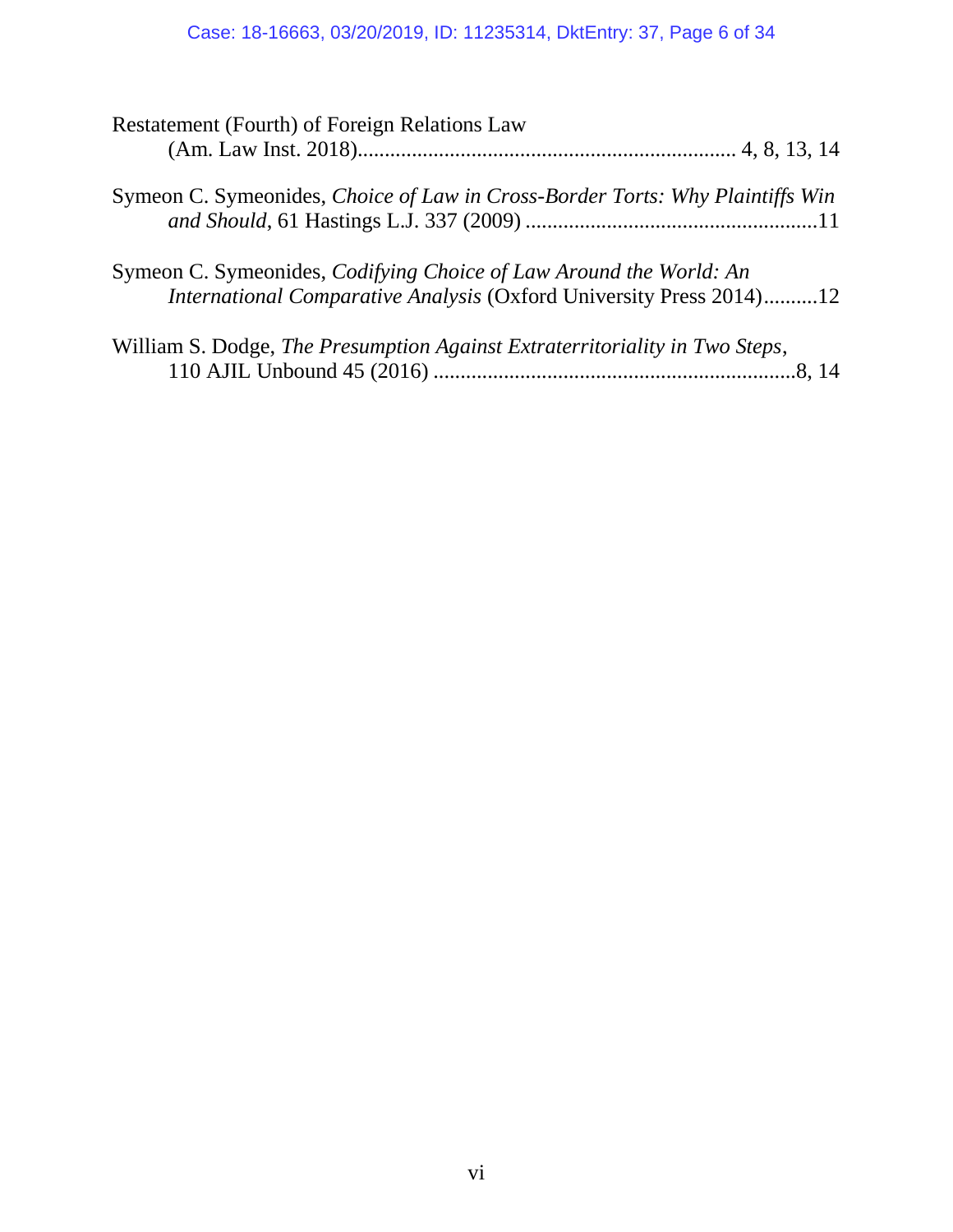Restatement (Fourth) of Foreign Relations Law
(Am. Law Inst. 2018)..................................................................... 4, 8, 13, 14

Symeon C. Symeonides, *Choice of Law in Cross-Border Torts: Why Plaintiffs Win and Should*, 61 Hastings L.J. 337 (2009) ......................................................11

Symeon C. Symeonides, *Codifying Choice of Law Around the World: An International Comparative Analysis* (Oxford University Press 2014)..........12

William S. Dodge, *The Presumption Against Extraterritoriality in Two Steps*, 110 AJIL Unbound 45 (2016) ..................................................................8, 14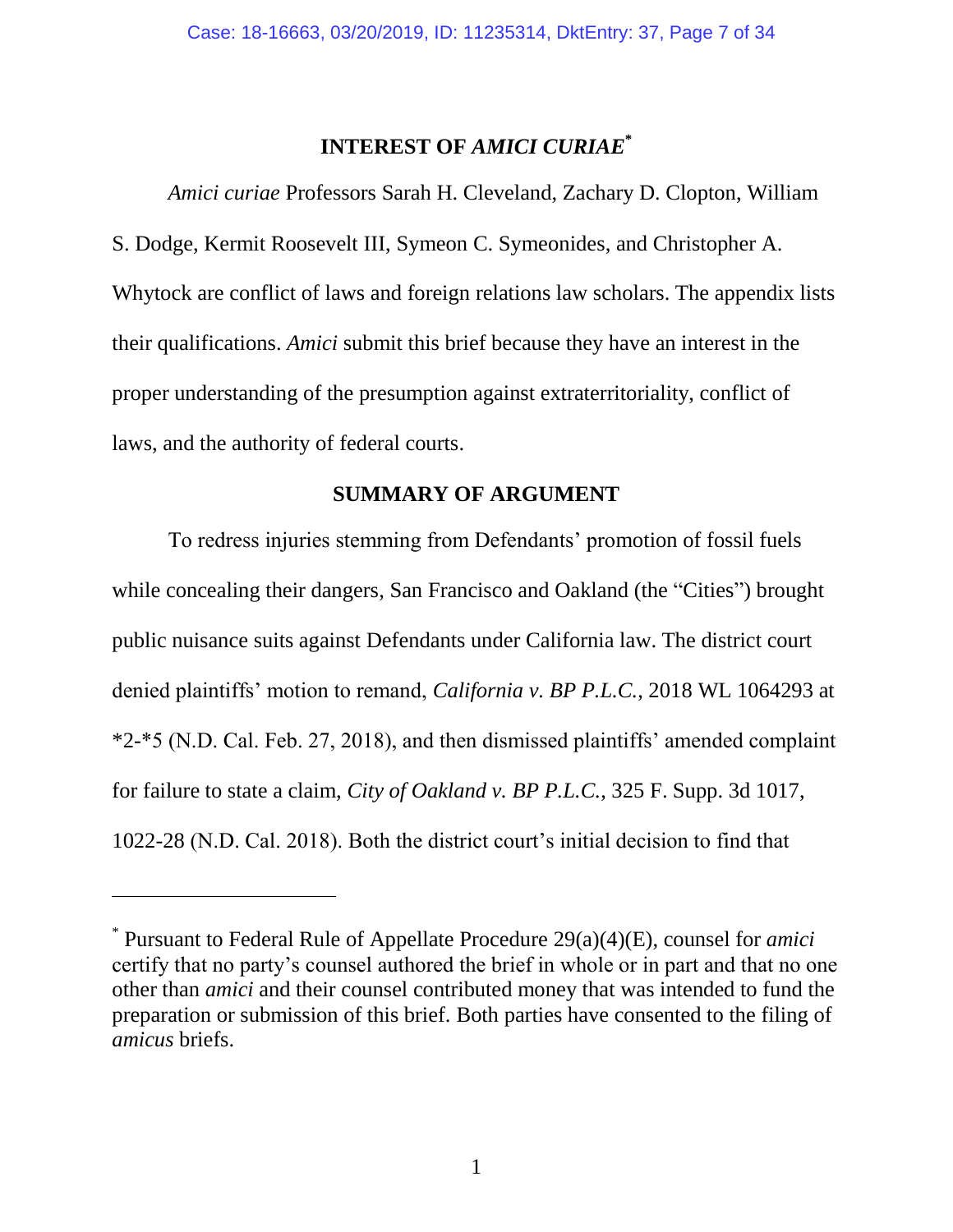## INTEREST OF *AMICI CURIAE*[*]

*Amici curiae* Professors Sarah H. Cleveland, Zachary D. Clopton, William S. Dodge, Kermit Roosevelt III, Symeon C. Symeonides, and Christopher A. Whytock are conflict of laws and foreign relations law scholars. The appendix lists their qualifications. *Amici* submit this brief because they have an interest in the proper understanding of the presumption against extraterritoriality, conflict of laws, and the authority of federal courts.

## SUMMARY OF ARGUMENT

To redress injuries stemming from Defendants' promotion of fossil fuels while concealing their dangers, San Francisco and Oakland (the "Cities") brought public nuisance suits against Defendants under California law. The district court denied plaintiffs' motion to remand, *California v. BP P.L.C.*, 2018 WL 1064293 at *2-*5 (N.D. Cal. Feb. 27, 2018), and then dismissed plaintiffs' amended complaint for failure to state a claim, *City of Oakland v. BP P.L.C.*, 325 F. Supp. 3d 1017, 1022-28 (N.D. Cal. 2018). Both the district court's initial decision to find that

---

[*] Pursuant to Federal Rule of Appellate Procedure 29(a)(4)(E), counsel for *amici* certify that no party's counsel authored the brief in whole or in part and that no one other than *amici* and their counsel contributed money that was intended to fund the preparation or submission of this brief. Both parties have consented to the filing of *amicus* briefs.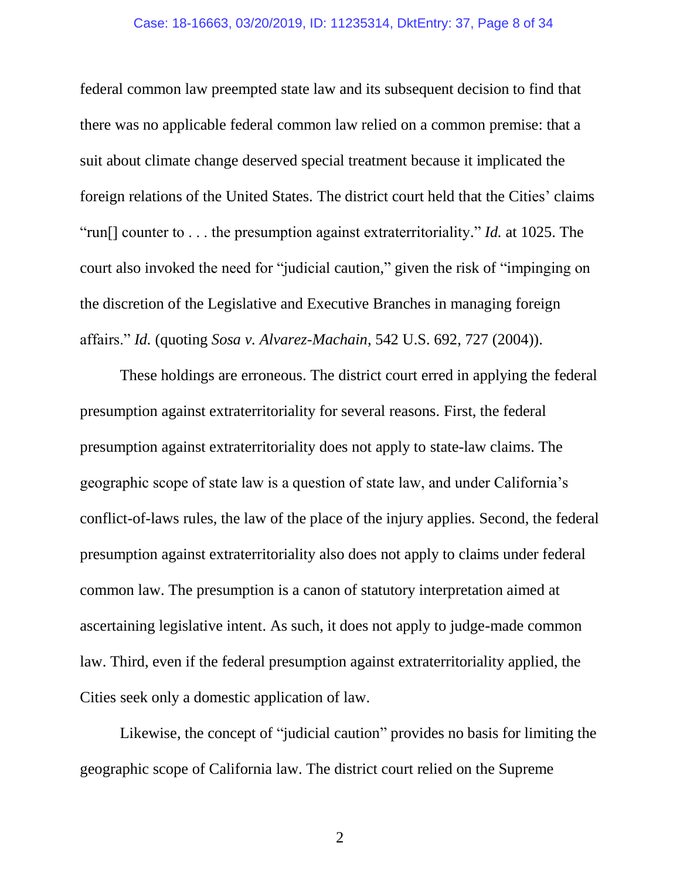federal common law preempted state law and its subsequent decision to find that there was no applicable federal common law relied on a common premise: that a suit about climate change deserved special treatment because it implicated the foreign relations of the United States. The district court held that the Cities' claims "run[] counter to . . . the presumption against extraterritoriality." *Id.* at 1025. The court also invoked the need for "judicial caution," given the risk of "impinging on the discretion of the Legislative and Executive Branches in managing foreign affairs." *Id.* (quoting *Sosa v. Alvarez-Machain*, 542 U.S. 692, 727 (2004)).

These holdings are erroneous. The district court erred in applying the federal presumption against extraterritoriality for several reasons. First, the federal presumption against extraterritoriality does not apply to state-law claims. The geographic scope of state law is a question of state law, and under California's conflict-of-laws rules, the law of the place of the injury applies. Second, the federal presumption against extraterritoriality also does not apply to claims under federal common law. The presumption is a canon of statutory interpretation aimed at ascertaining legislative intent. As such, it does not apply to judge-made common law. Third, even if the federal presumption against extraterritoriality applied, the Cities seek only a domestic application of law.

Likewise, the concept of "judicial caution" provides no basis for limiting the geographic scope of California law. The district court relied on the Supreme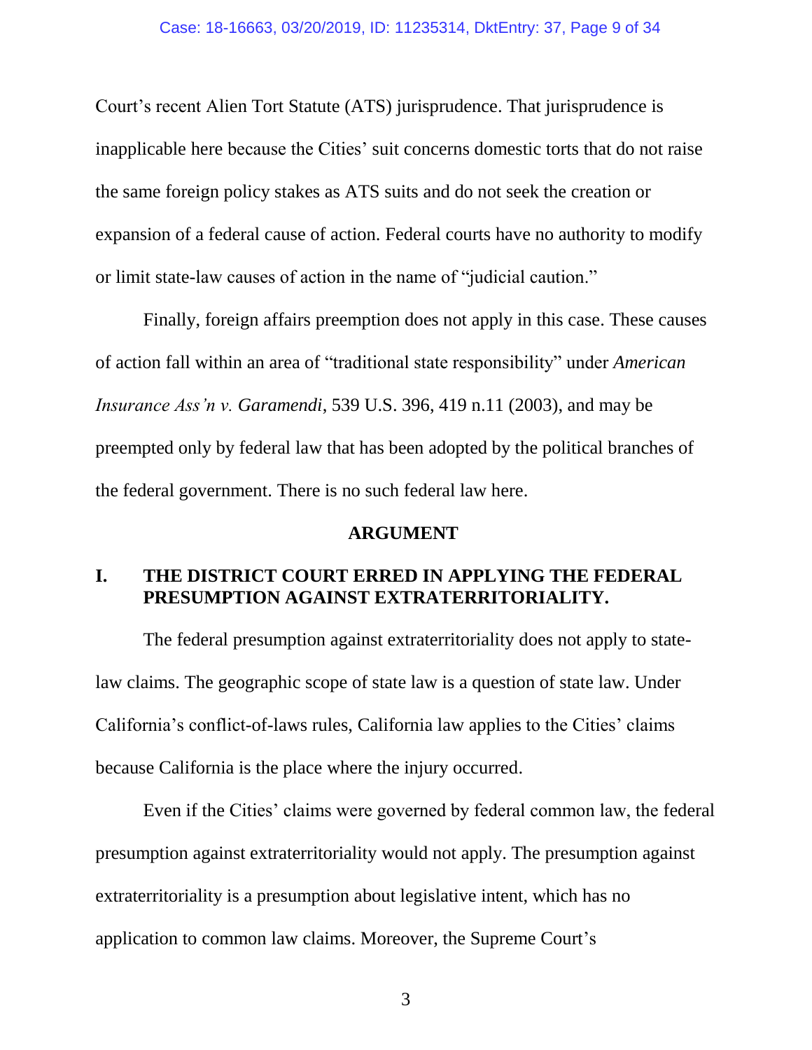Court's recent Alien Tort Statute (ATS) jurisprudence. That jurisprudence is inapplicable here because the Cities' suit concerns domestic torts that do not raise the same foreign policy stakes as ATS suits and do not seek the creation or expansion of a federal cause of action. Federal courts have no authority to modify or limit state-law causes of action in the name of "judicial caution."

Finally, foreign affairs preemption does not apply in this case. These causes of action fall within an area of "traditional state responsibility" under *American Insurance Ass'n v. Garamendi*, 539 U.S. 396, 419 n.11 (2003), and may be preempted only by federal law that has been adopted by the political branches of the federal government. There is no such federal law here.

## ARGUMENT

### I. THE DISTRICT COURT ERRED IN APPLYING THE FEDERAL PRESUMPTION AGAINST EXTRATERRITORIALITY.

The federal presumption against extraterritoriality does not apply to state-law claims. The geographic scope of state law is a question of state law. Under California's conflict-of-laws rules, California law applies to the Cities' claims because California is the place where the injury occurred.

Even if the Cities' claims were governed by federal common law, the federal presumption against extraterritoriality would not apply. The presumption against extraterritoriality is a presumption about legislative intent, which has no application to common law claims. Moreover, the Supreme Court's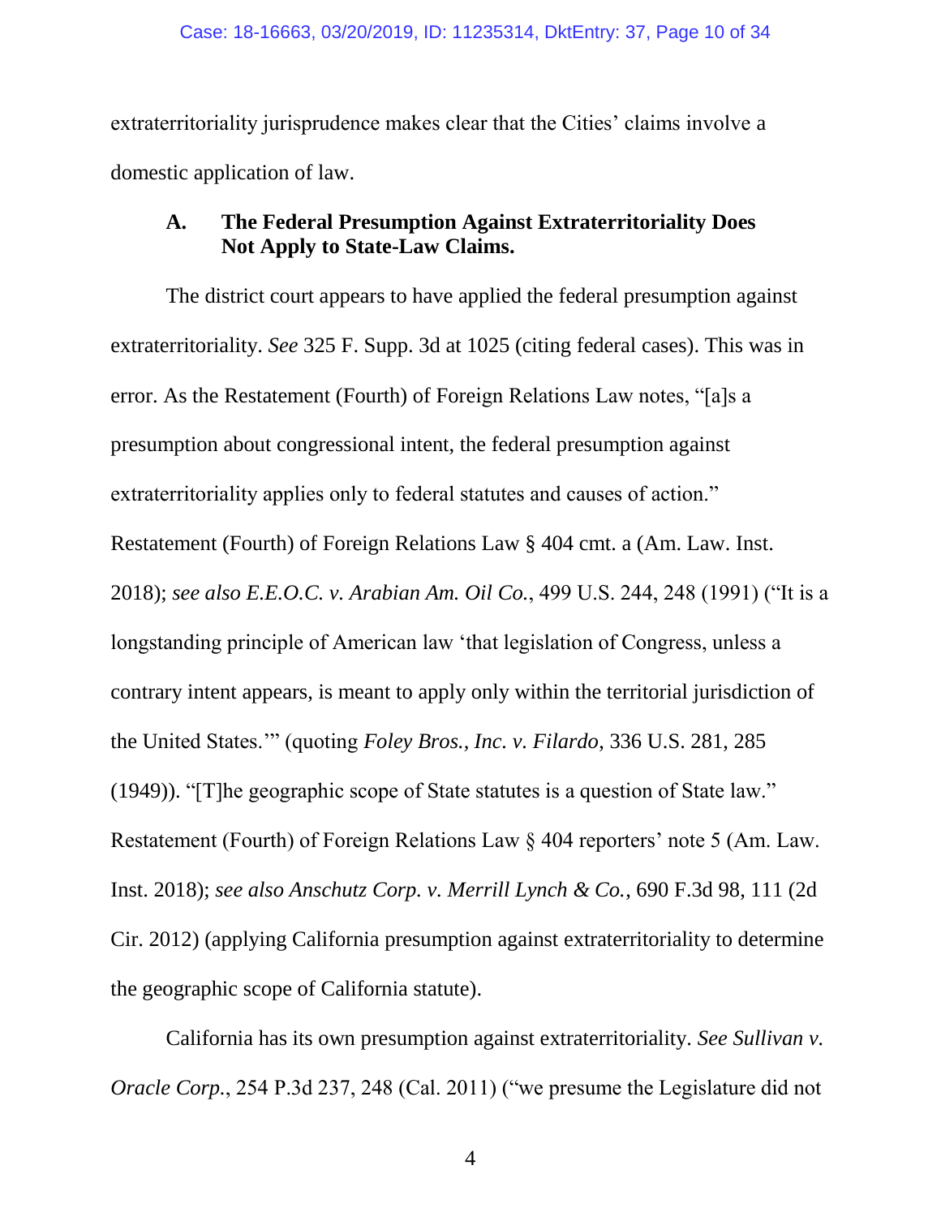extraterritoriality jurisprudence makes clear that the Cities' claims involve a domestic application of law.

### A. The Federal Presumption Against Extraterritoriality Does Not Apply to State-Law Claims.

The district court appears to have applied the federal presumption against extraterritoriality. *See* 325 F. Supp. 3d at 1025 (citing federal cases). This was in error. As the Restatement (Fourth) of Foreign Relations Law notes, "[a]s a presumption about congressional intent, the federal presumption against extraterritoriality applies only to federal statutes and causes of action." Restatement (Fourth) of Foreign Relations Law § 404 cmt. a (Am. Law. Inst. 2018); *see also E.E.O.C. v. Arabian Am. Oil Co.*, 499 U.S. 244, 248 (1991) ("It is a longstanding principle of American law 'that legislation of Congress, unless a contrary intent appears, is meant to apply only within the territorial jurisdiction of the United States.'" (quoting *Foley Bros., Inc. v. Filardo*, 336 U.S. 281, 285 (1949)). "[T]he geographic scope of State statutes is a question of State law." Restatement (Fourth) of Foreign Relations Law § 404 reporters' note 5 (Am. Law. Inst. 2018); *see also Anschutz Corp. v. Merrill Lynch & Co.*, 690 F.3d 98, 111 (2d Cir. 2012) (applying California presumption against extraterritoriality to determine the geographic scope of California statute).

California has its own presumption against extraterritoriality. *See Sullivan v. Oracle Corp.*, 254 P.3d 237, 248 (Cal. 2011) ("we presume the Legislature did not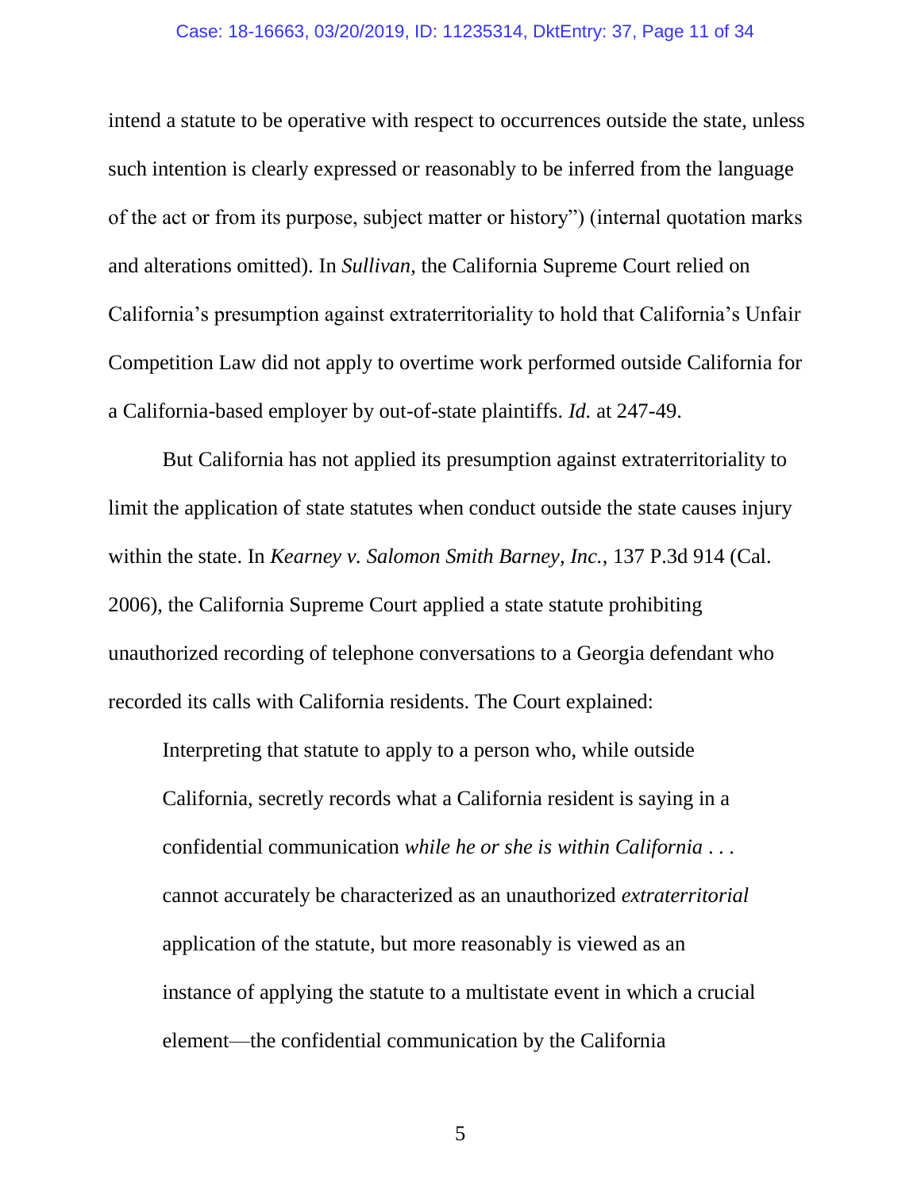intend a statute to be operative with respect to occurrences outside the state, unless such intention is clearly expressed or reasonably to be inferred from the language of the act or from its purpose, subject matter or history") (internal quotation marks and alterations omitted). In *Sullivan*, the California Supreme Court relied on California's presumption against extraterritoriality to hold that California's Unfair Competition Law did not apply to overtime work performed outside California for a California-based employer by out-of-state plaintiffs. *Id.* at 247-49.

But California has not applied its presumption against extraterritoriality to limit the application of state statutes when conduct outside the state causes injury within the state. In *Kearney v. Salomon Smith Barney, Inc.*, 137 P.3d 914 (Cal. 2006), the California Supreme Court applied a state statute prohibiting unauthorized recording of telephone conversations to a Georgia defendant who recorded its calls with California residents. The Court explained:

> Interpreting that statute to apply to a person who, while outside California, secretly records what a California resident is saying in a confidential communication *while he or she is within California* . . . cannot accurately be characterized as an unauthorized *extraterritorial* application of the statute, but more reasonably is viewed as an instance of applying the statute to a multistate event in which a crucial element—the confidential communication by the California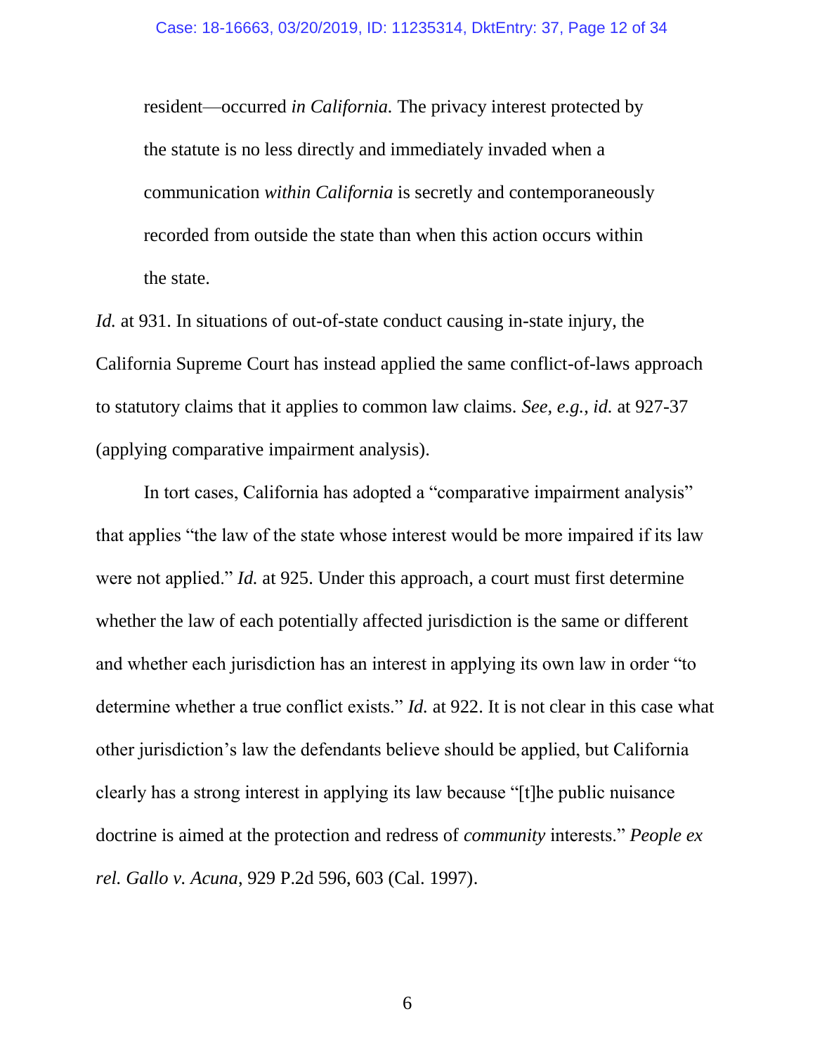> resident—occurred *in California.* The privacy interest protected by the statute is no less directly and immediately invaded when a communication *within California* is secretly and contemporaneously recorded from outside the state than when this action occurs within the state.

*Id.* at 931. In situations of out-of-state conduct causing in-state injury, the California Supreme Court has instead applied the same conflict-of-laws approach to statutory claims that it applies to common law claims. *See, e.g.*, *id.* at 927-37 (applying comparative impairment analysis).

In tort cases, California has adopted a "comparative impairment analysis" that applies "the law of the state whose interest would be more impaired if its law were not applied." *Id.* at 925. Under this approach, a court must first determine whether the law of each potentially affected jurisdiction is the same or different and whether each jurisdiction has an interest in applying its own law in order "to determine whether a true conflict exists." *Id.* at 922. It is not clear in this case what other jurisdiction's law the defendants believe should be applied, but California clearly has a strong interest in applying its law because "[t]he public nuisance doctrine is aimed at the protection and redress of *community* interests." *People ex rel. Gallo v. Acuna*, 929 P.2d 596, 603 (Cal. 1997).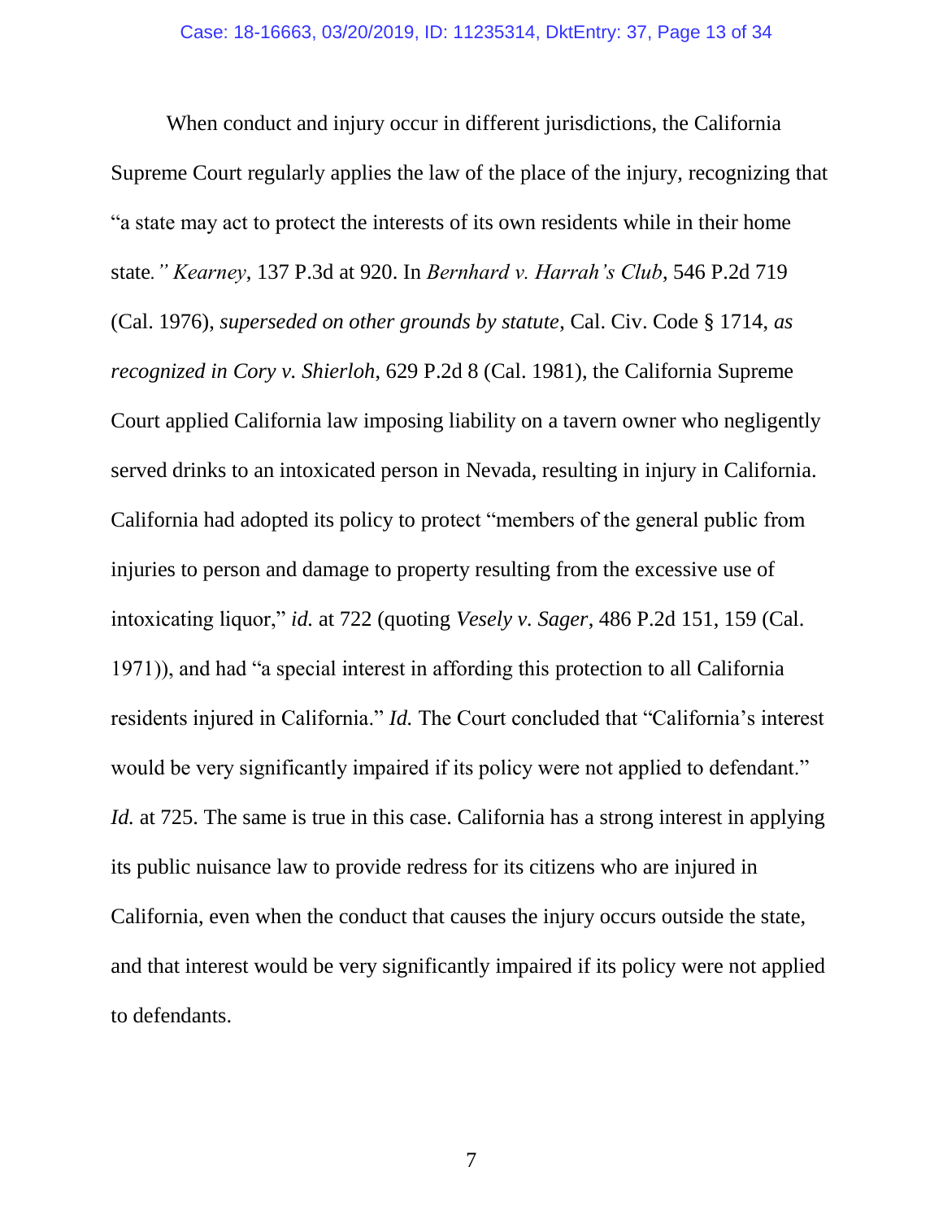When conduct and injury occur in different jurisdictions, the California Supreme Court regularly applies the law of the place of the injury, recognizing that "a state may act to protect the interests of its own residents while in their home state*." Kearney*, 137 P.3d at 920. In *Bernhard v. Harrah's Club*, 546 P.2d 719 (Cal. 1976), *superseded on other grounds by statute*, Cal. Civ. Code § 1714, *as recognized in Cory v. Shierloh*, 629 P.2d 8 (Cal. 1981), the California Supreme Court applied California law imposing liability on a tavern owner who negligently served drinks to an intoxicated person in Nevada, resulting in injury in California. California had adopted its policy to protect "members of the general public from injuries to person and damage to property resulting from the excessive use of intoxicating liquor," *id.* at 722 (quoting *Vesely v. Sager*, 486 P.2d 151, 159 (Cal. 1971)), and had "a special interest in affording this protection to all California residents injured in California." *Id.* The Court concluded that "California's interest would be very significantly impaired if its policy were not applied to defendant." *Id.* at 725. The same is true in this case. California has a strong interest in applying its public nuisance law to provide redress for its citizens who are injured in California, even when the conduct that causes the injury occurs outside the state, and that interest would be very significantly impaired if its policy were not applied to defendants.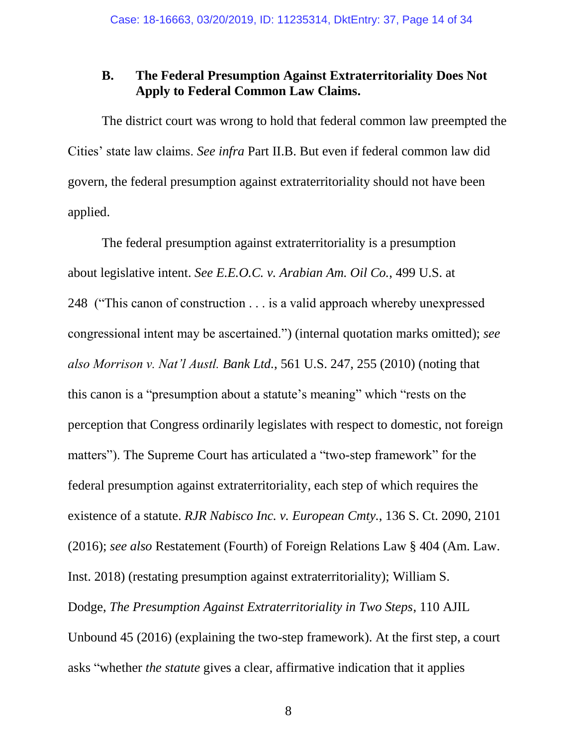### B. The Federal Presumption Against Extraterritoriality Does Not Apply to Federal Common Law Claims.

The district court was wrong to hold that federal common law preempted the Cities' state law claims. *See infra* Part II.B. But even if federal common law did govern, the federal presumption against extraterritoriality should not have been applied.

The federal presumption against extraterritoriality is a presumption about legislative intent. *See E.E.O.C. v. Arabian Am. Oil Co.*, 499 U.S. at 248 ("This canon of construction . . . is a valid approach whereby unexpressed congressional intent may be ascertained.") (internal quotation marks omitted); *see also Morrison v. Nat'l Austl. Bank Ltd.*, 561 U.S. 247, 255 (2010) (noting that this canon is a "presumption about a statute's meaning" which "rests on the perception that Congress ordinarily legislates with respect to domestic, not foreign matters"). The Supreme Court has articulated a "two-step framework" for the federal presumption against extraterritoriality, each step of which requires the existence of a statute. *RJR Nabisco Inc. v. European Cmty.*, 136 S. Ct. 2090, 2101 (2016); *see also* Restatement (Fourth) of Foreign Relations Law § 404 (Am. Law. Inst. 2018) (restating presumption against extraterritoriality); William S. Dodge, *The Presumption Against Extraterritoriality in Two Steps*, 110 AJIL Unbound 45 (2016) (explaining the two-step framework). At the first step, a court asks "whether *the statute* gives a clear, affirmative indication that it applies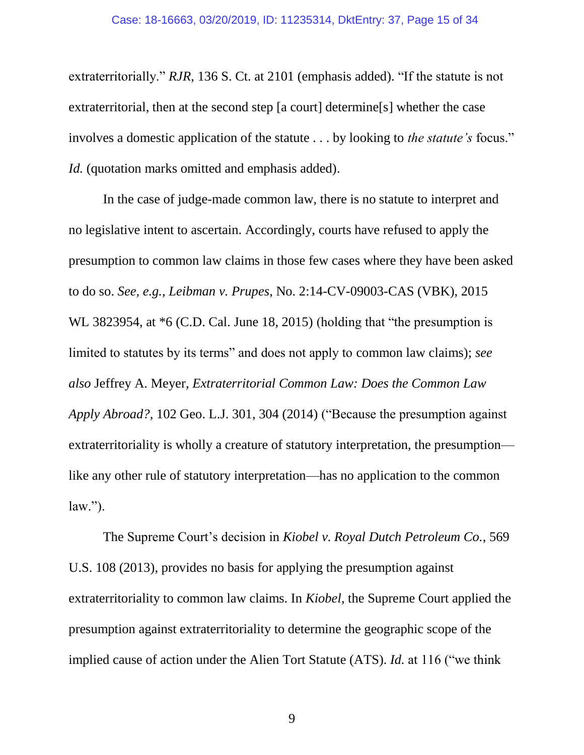extraterritorially." *RJR*, 136 S. Ct. at 2101 (emphasis added). "If the statute is not extraterritorial, then at the second step [a court] determine[s] whether the case involves a domestic application of the statute . . . by looking to *the statute's* focus." *Id.* (quotation marks omitted and emphasis added).

In the case of judge-made common law, there is no statute to interpret and no legislative intent to ascertain. Accordingly, courts have refused to apply the presumption to common law claims in those few cases where they have been asked to do so. *See, e.g.*, *Leibman v. Prupes*, No. 2:14-CV-09003-CAS (VBK), 2015 WL 3823954, at *6 (C.D. Cal. June 18, 2015) (holding that "the presumption is limited to statutes by its terms" and does not apply to common law claims); *see also* Jeffrey A. Meyer, *Extraterritorial Common Law: Does the Common Law Apply Abroad?*, 102 Geo. L.J. 301, 304 (2014) ("Because the presumption against extraterritoriality is wholly a creature of statutory interpretation, the presumption—like any other rule of statutory interpretation—has no application to the common law.").

The Supreme Court's decision in *Kiobel v. Royal Dutch Petroleum Co.*, 569 U.S. 108 (2013), provides no basis for applying the presumption against extraterritoriality to common law claims. In *Kiobel*, the Supreme Court applied the presumption against extraterritoriality to determine the geographic scope of the implied cause of action under the Alien Tort Statute (ATS). *Id.* at 116 ("we think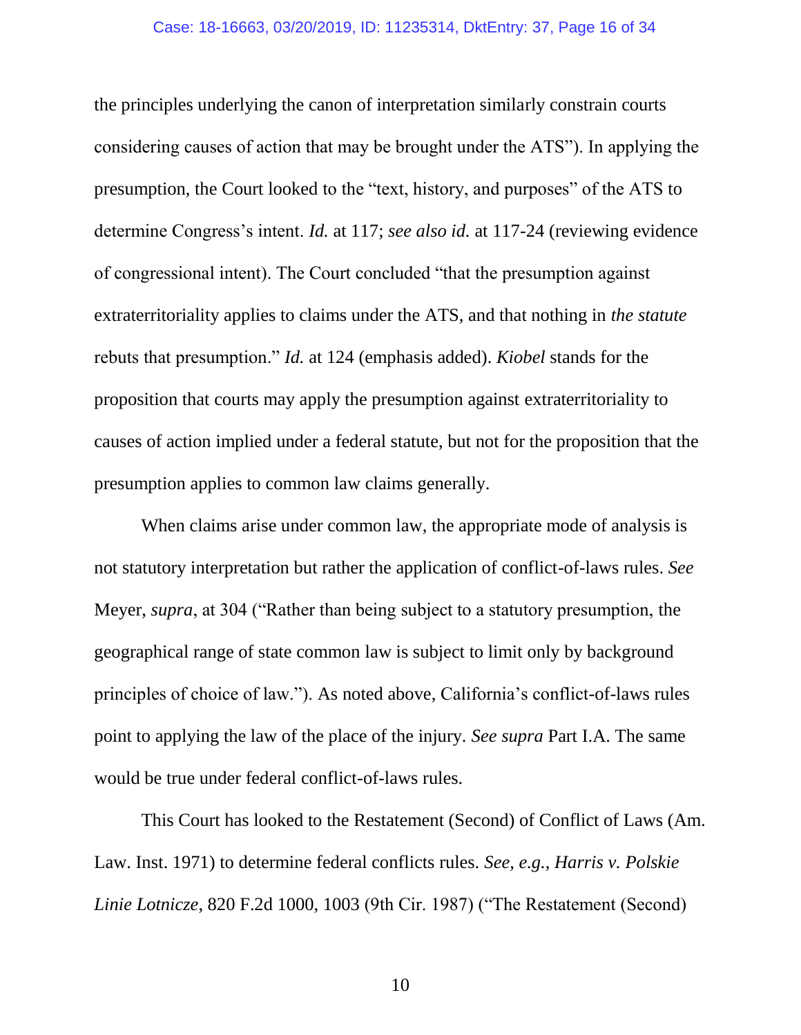the principles underlying the canon of interpretation similarly constrain courts considering causes of action that may be brought under the ATS"). In applying the presumption, the Court looked to the "text, history, and purposes" of the ATS to determine Congress's intent. *Id.* at 117; *see also id.* at 117-24 (reviewing evidence of congressional intent). The Court concluded "that the presumption against extraterritoriality applies to claims under the ATS, and that nothing in *the statute* rebuts that presumption." *Id.* at 124 (emphasis added). *Kiobel* stands for the proposition that courts may apply the presumption against extraterritoriality to causes of action implied under a federal statute, but not for the proposition that the presumption applies to common law claims generally.

When claims arise under common law, the appropriate mode of analysis is not statutory interpretation but rather the application of conflict-of-laws rules. *See* Meyer, *supra*, at 304 ("Rather than being subject to a statutory presumption, the geographical range of state common law is subject to limit only by background principles of choice of law."). As noted above, California's conflict-of-laws rules point to applying the law of the place of the injury. *See supra* Part I.A. The same would be true under federal conflict-of-laws rules.

This Court has looked to the Restatement (Second) of Conflict of Laws (Am. Law. Inst. 1971) to determine federal conflicts rules. *See, e.g.*, *Harris v. Polskie Linie Lotnicze*, 820 F.2d 1000, 1003 (9th Cir. 1987) ("The Restatement (Second)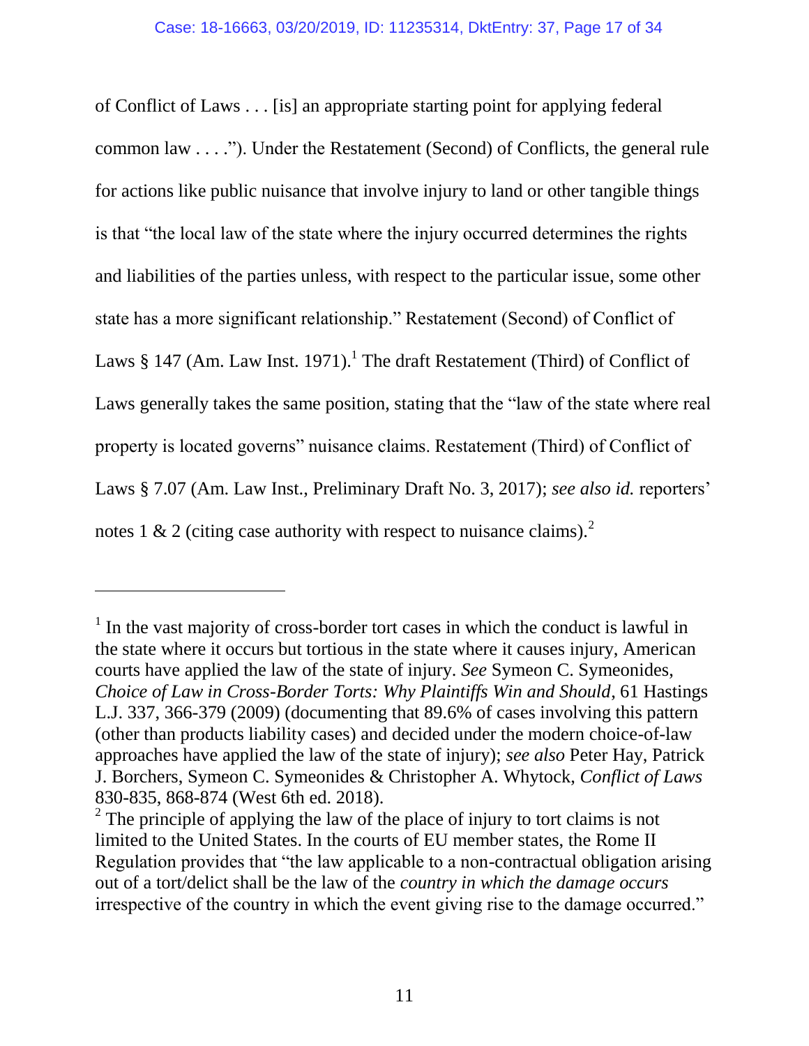of Conflict of Laws . . . [is] an appropriate starting point for applying federal common law . . . ."). Under the Restatement (Second) of Conflicts, the general rule for actions like public nuisance that involve injury to land or other tangible things is that "the local law of the state where the injury occurred determines the rights and liabilities of the parties unless, with respect to the particular issue, some other state has a more significant relationship." Restatement (Second) of Conflict of Laws § 147 (Am. Law Inst. 1971).[1] The draft Restatement (Third) of Conflict of Laws generally takes the same position, stating that the "law of the state where real property is located governs" nuisance claims. Restatement (Third) of Conflict of Laws § 7.07 (Am. Law Inst., Preliminary Draft No. 3, 2017); *see also id.* reporters' notes 1 & 2 (citing case authority with respect to nuisance claims).[2]

---

[1] In the vast majority of cross-border tort cases in which the conduct is lawful in the state where it occurs but tortious in the state where it causes injury, American courts have applied the law of the state of injury. *See* Symeon C. Symeonides, *Choice of Law in Cross-Border Torts: Why Plaintiffs Win and Should*, 61 Hastings L.J. 337, 366-379 (2009) (documenting that 89.6% of cases involving this pattern (other than products liability cases) and decided under the modern choice-of-law approaches have applied the law of the state of injury); *see also* Peter Hay, Patrick J. Borchers, Symeon C. Symeonides & Christopher A. Whytock, *Conflict of Laws* 830-835, 868-874 (West 6th ed. 2018).

[2] The principle of applying the law of the place of injury to tort claims is not limited to the United States. In the courts of EU member states, the Rome II Regulation provides that "the law applicable to a non-contractual obligation arising out of a tort/delict shall be the law of the *country in which the damage occurs* irrespective of the country in which the event giving rise to the damage occurred."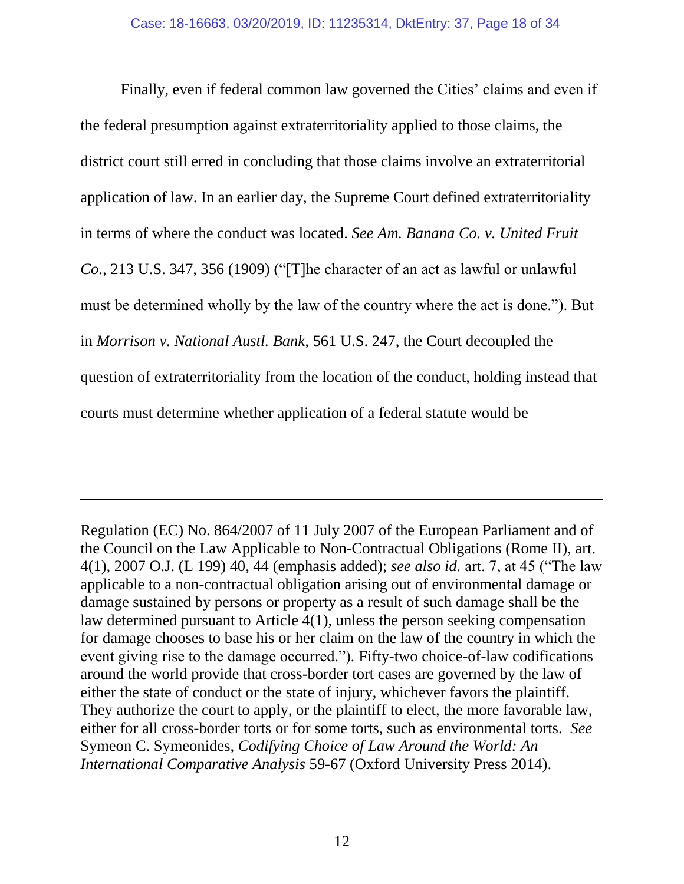Finally, even if federal common law governed the Cities' claims and even if the federal presumption against extraterritoriality applied to those claims, the district court still erred in concluding that those claims involve an extraterritorial application of law. In an earlier day, the Supreme Court defined extraterritoriality in terms of where the conduct was located. *See Am. Banana Co. v. United Fruit Co.*, 213 U.S. 347, 356 (1909) ("[T]he character of an act as lawful or unlawful must be determined wholly by the law of the country where the act is done."). But in *Morrison v. National Austl. Bank*, 561 U.S. 247, the Court decoupled the question of extraterritoriality from the location of the conduct, holding instead that courts must determine whether application of a federal statute would be

---

Regulation (EC) No. 864/2007 of 11 July 2007 of the European Parliament and of the Council on the Law Applicable to Non-Contractual Obligations (Rome II), art. 4(1), 2007 O.J. (L 199) 40, 44 (emphasis added); *see also id.* art. 7, at 45 ("The law applicable to a non-contractual obligation arising out of environmental damage or damage sustained by persons or property as a result of such damage shall be the law determined pursuant to Article 4(1), unless the person seeking compensation for damage chooses to base his or her claim on the law of the country in which the event giving rise to the damage occurred."). Fifty-two choice-of-law codifications around the world provide that cross-border tort cases are governed by the law of either the state of conduct or the state of injury, whichever favors the plaintiff. They authorize the court to apply, or the plaintiff to elect, the more favorable law, either for all cross-border torts or for some torts, such as environmental torts. *See* Symeon C. Symeonides, *Codifying Choice of Law Around the World: An International Comparative Analysis* 59-67 (Oxford University Press 2014).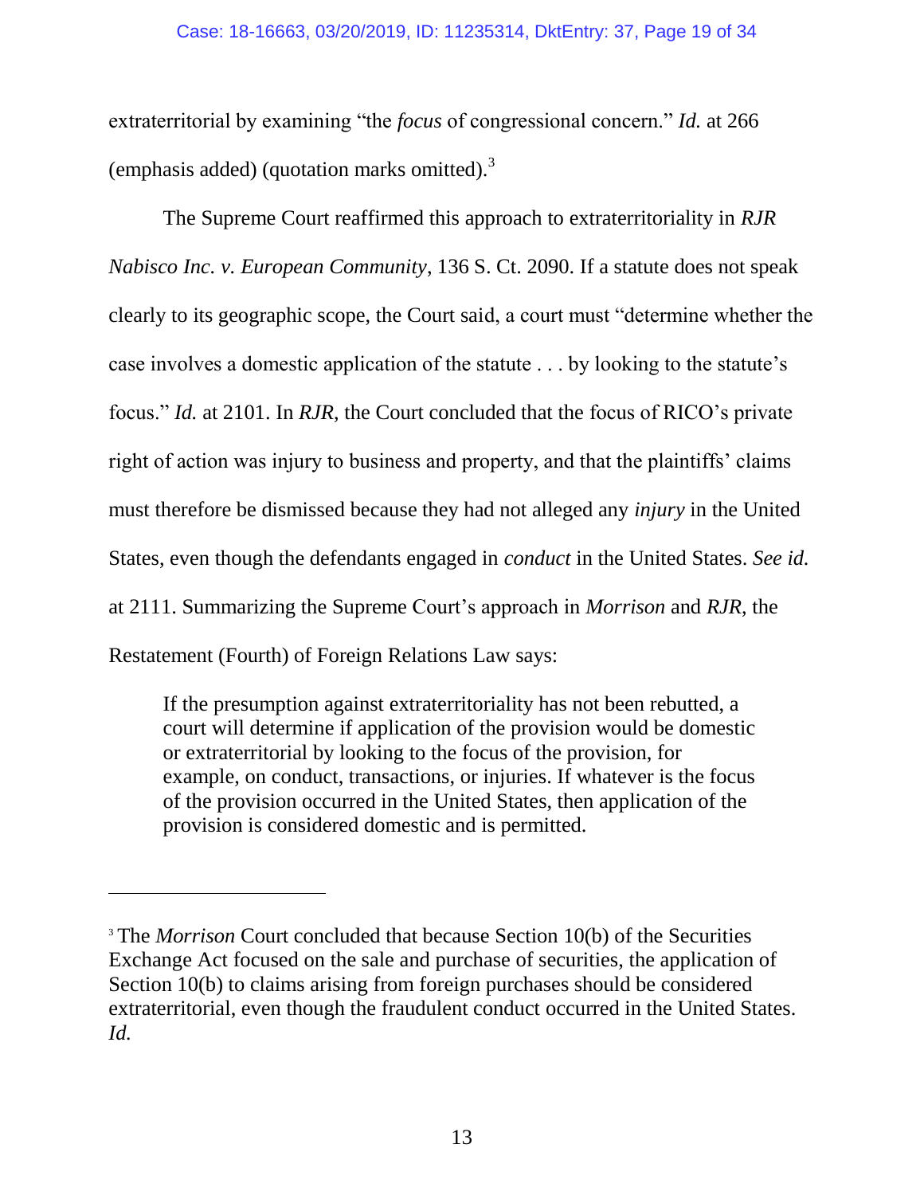extraterritorial by examining "the *focus* of congressional concern." *Id.* at 266 (emphasis added) (quotation marks omitted).[3]

The Supreme Court reaffirmed this approach to extraterritoriality in *RJR Nabisco Inc. v. European Community*, 136 S. Ct. 2090. If a statute does not speak clearly to its geographic scope, the Court said, a court must "determine whether the case involves a domestic application of the statute . . . by looking to the statute's focus." *Id.* at 2101. In *RJR*, the Court concluded that the focus of RICO's private right of action was injury to business and property, and that the plaintiffs' claims must therefore be dismissed because they had not alleged any *injury* in the United States, even though the defendants engaged in *conduct* in the United States. *See id.* at 2111. Summarizing the Supreme Court's approach in *Morrison* and *RJR*, the Restatement (Fourth) of Foreign Relations Law says:

> If the presumption against extraterritoriality has not been rebutted, a court will determine if application of the provision would be domestic or extraterritorial by looking to the focus of the provision, for example, on conduct, transactions, or injuries. If whatever is the focus of the provision occurred in the United States, then application of the provision is considered domestic and is permitted.

---

[3] The *Morrison* Court concluded that because Section 10(b) of the Securities Exchange Act focused on the sale and purchase of securities, the application of Section 10(b) to claims arising from foreign purchases should be considered extraterritorial, even though the fraudulent conduct occurred in the United States. *Id.*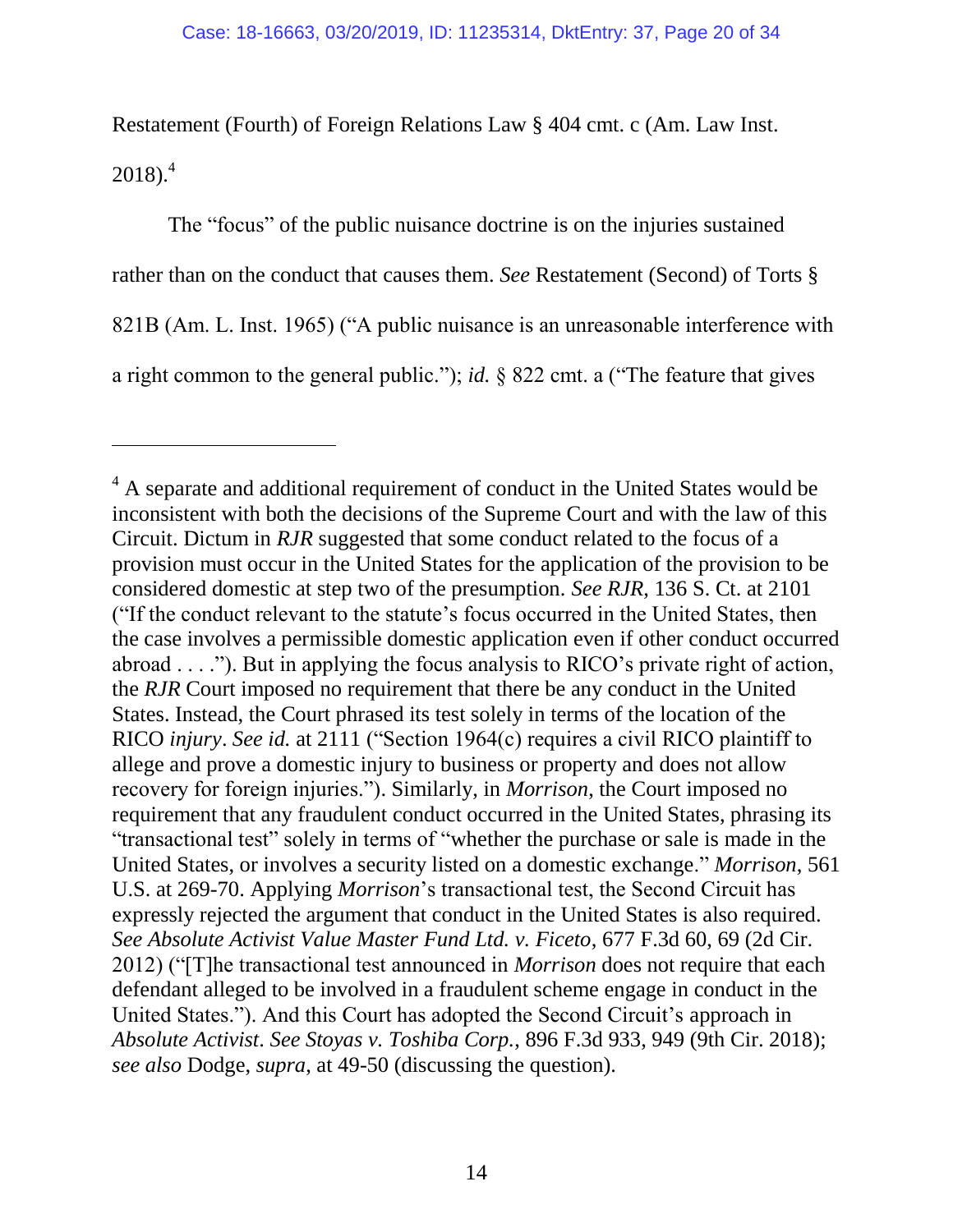Restatement (Fourth) of Foreign Relations Law § 404 cmt. c (Am. Law Inst. 2018).[4]

The "focus" of the public nuisance doctrine is on the injuries sustained rather than on the conduct that causes them. *See* Restatement (Second) of Torts § 821B (Am. L. Inst. 1965) ("A public nuisance is an unreasonable interference with a right common to the general public."); *id.* § 822 cmt. a ("The feature that gives

---

[4] A separate and additional requirement of conduct in the United States would be inconsistent with both the decisions of the Supreme Court and with the law of this Circuit. Dictum in *RJR* suggested that some conduct related to the focus of a provision must occur in the United States for the application of the provision to be considered domestic at step two of the presumption. *See RJR*, 136 S. Ct. at 2101 ("If the conduct relevant to the statute's focus occurred in the United States, then the case involves a permissible domestic application even if other conduct occurred abroad . . . ."). But in applying the focus analysis to RICO's private right of action, the *RJR* Court imposed no requirement that there be any conduct in the United States. Instead, the Court phrased its test solely in terms of the location of the RICO *injury*. *See id.* at 2111 ("Section 1964(c) requires a civil RICO plaintiff to allege and prove a domestic injury to business or property and does not allow recovery for foreign injuries."). Similarly, in *Morrison*, the Court imposed no requirement that any fraudulent conduct occurred in the United States, phrasing its "transactional test" solely in terms of "whether the purchase or sale is made in the United States, or involves a security listed on a domestic exchange." *Morrison*, 561 U.S. at 269-70. Applying *Morrison*'s transactional test, the Second Circuit has expressly rejected the argument that conduct in the United States is also required. *See Absolute Activist Value Master Fund Ltd. v. Ficeto*, 677 F.3d 60, 69 (2d Cir. 2012) ("[T]he transactional test announced in *Morrison* does not require that each defendant alleged to be involved in a fraudulent scheme engage in conduct in the United States."). And this Court has adopted the Second Circuit's approach in *Absolute Activist*. *See Stoyas v. Toshiba Corp.*, 896 F.3d 933, 949 (9th Cir. 2018); *see also* Dodge, *supra*, at 49-50 (discussing the question).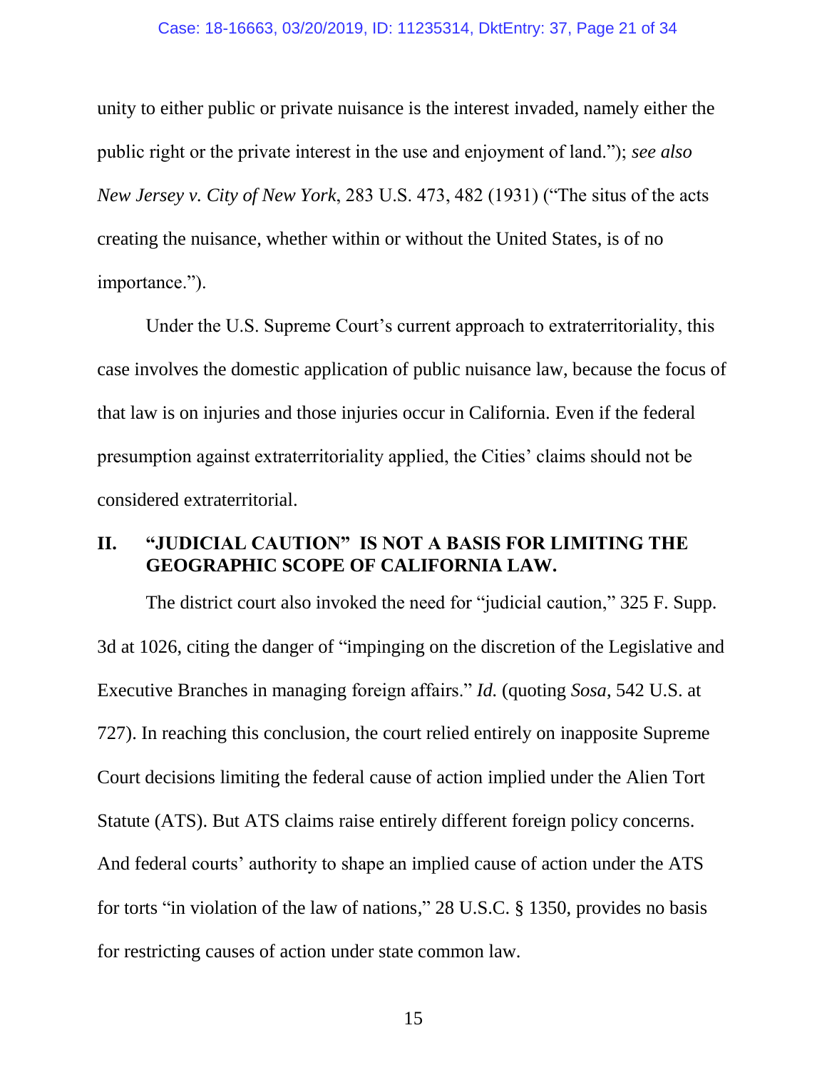unity to either public or private nuisance is the interest invaded, namely either the public right or the private interest in the use and enjoyment of land."); *see also New Jersey v. City of New York*, 283 U.S. 473, 482 (1931) ("The situs of the acts creating the nuisance, whether within or without the United States, is of no importance.").

Under the U.S. Supreme Court's current approach to extraterritoriality, this case involves the domestic application of public nuisance law, because the focus of that law is on injuries and those injuries occur in California. Even if the federal presumption against extraterritoriality applied, the Cities' claims should not be considered extraterritorial.

## II. "JUDICIAL CAUTION" IS NOT A BASIS FOR LIMITING THE GEOGRAPHIC SCOPE OF CALIFORNIA LAW.

The district court also invoked the need for "judicial caution," 325 F. Supp. 3d at 1026, citing the danger of "impinging on the discretion of the Legislative and Executive Branches in managing foreign affairs." *Id.* (quoting *Sosa,* 542 U.S. at 727). In reaching this conclusion, the court relied entirely on inapposite Supreme Court decisions limiting the federal cause of action implied under the Alien Tort Statute (ATS). But ATS claims raise entirely different foreign policy concerns. And federal courts' authority to shape an implied cause of action under the ATS for torts "in violation of the law of nations," 28 U.S.C. § 1350, provides no basis for restricting causes of action under state common law.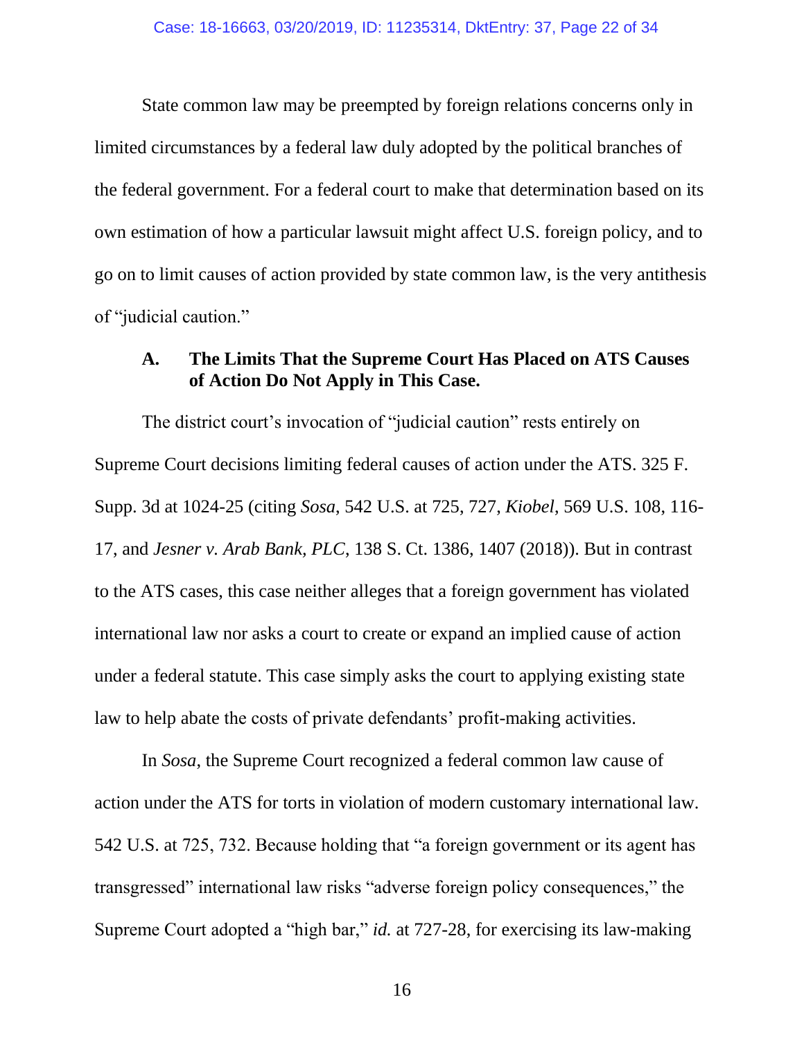State common law may be preempted by foreign relations concerns only in limited circumstances by a federal law duly adopted by the political branches of the federal government. For a federal court to make that determination based on its own estimation of how a particular lawsuit might affect U.S. foreign policy, and to go on to limit causes of action provided by state common law, is the very antithesis of "judicial caution."

### A. The Limits That the Supreme Court Has Placed on ATS Causes of Action Do Not Apply in This Case.

The district court's invocation of "judicial caution" rests entirely on Supreme Court decisions limiting federal causes of action under the ATS. 325 F. Supp. 3d at 1024-25 (citing *Sosa*, 542 U.S. at 725, 727, *Kiobel*, 569 U.S. 108, 116-17, and *Jesner v. Arab Bank, PLC*, 138 S. Ct. 1386, 1407 (2018)). But in contrast to the ATS cases, this case neither alleges that a foreign government has violated international law nor asks a court to create or expand an implied cause of action under a federal statute. This case simply asks the court to applying existing state law to help abate the costs of private defendants' profit-making activities.

In *Sosa*, the Supreme Court recognized a federal common law cause of action under the ATS for torts in violation of modern customary international law. 542 U.S. at 725, 732. Because holding that "a foreign government or its agent has transgressed" international law risks "adverse foreign policy consequences," the Supreme Court adopted a "high bar," *id.* at 727-28, for exercising its law-making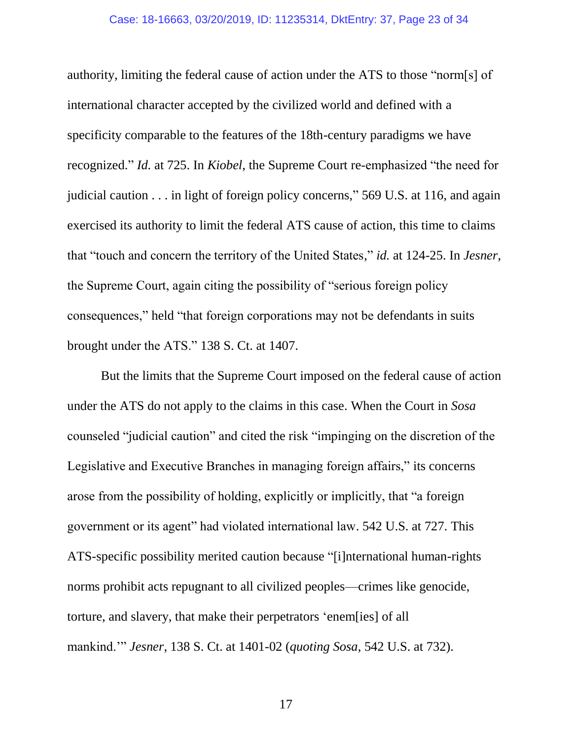authority, limiting the federal cause of action under the ATS to those "norm[s] of international character accepted by the civilized world and defined with a specificity comparable to the features of the 18th-century paradigms we have recognized." *Id.* at 725. In *Kiobel*, the Supreme Court re-emphasized "the need for judicial caution . . . in light of foreign policy concerns," 569 U.S. at 116, and again exercised its authority to limit the federal ATS cause of action, this time to claims that "touch and concern the territory of the United States," *id.* at 124-25. In *Jesner*, the Supreme Court, again citing the possibility of "serious foreign policy consequences," held "that foreign corporations may not be defendants in suits brought under the ATS." 138 S. Ct. at 1407.

But the limits that the Supreme Court imposed on the federal cause of action under the ATS do not apply to the claims in this case. When the Court in *Sosa* counseled "judicial caution" and cited the risk "impinging on the discretion of the Legislative and Executive Branches in managing foreign affairs," its concerns arose from the possibility of holding, explicitly or implicitly, that "a foreign government or its agent" had violated international law. 542 U.S. at 727. This ATS-specific possibility merited caution because "[i]nternational human-rights norms prohibit acts repugnant to all civilized peoples—crimes like genocide, torture, and slavery, that make their perpetrators 'enem[ies] of all mankind.'" *Jesner*, 138 S. Ct. at 1401-02 (*quoting Sosa*, 542 U.S. at 732).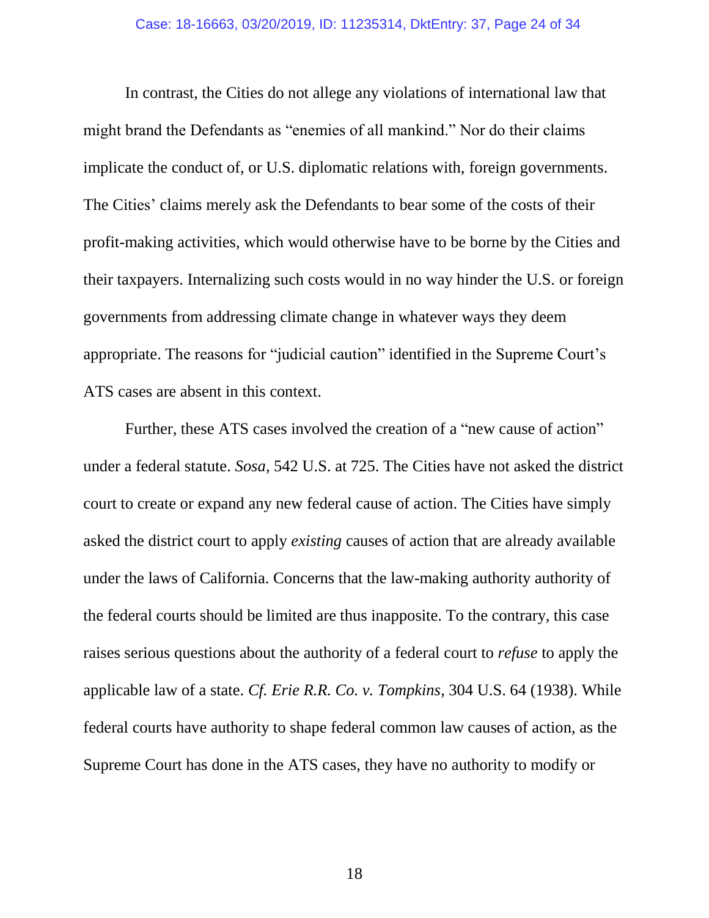In contrast, the Cities do not allege any violations of international law that might brand the Defendants as "enemies of all mankind." Nor do their claims implicate the conduct of, or U.S. diplomatic relations with, foreign governments. The Cities' claims merely ask the Defendants to bear some of the costs of their profit-making activities, which would otherwise have to be borne by the Cities and their taxpayers. Internalizing such costs would in no way hinder the U.S. or foreign governments from addressing climate change in whatever ways they deem appropriate. The reasons for "judicial caution" identified in the Supreme Court's ATS cases are absent in this context.

Further, these ATS cases involved the creation of a "new cause of action" under a federal statute. *Sosa*, 542 U.S. at 725. The Cities have not asked the district court to create or expand any new federal cause of action. The Cities have simply asked the district court to apply *existing* causes of action that are already available under the laws of California. Concerns that the law-making authority authority of the federal courts should be limited are thus inapposite. To the contrary, this case raises serious questions about the authority of a federal court to *refuse* to apply the applicable law of a state. *Cf. Erie R.R. Co. v. Tompkins*, 304 U.S. 64 (1938). While federal courts have authority to shape federal common law causes of action, as the Supreme Court has done in the ATS cases, they have no authority to modify or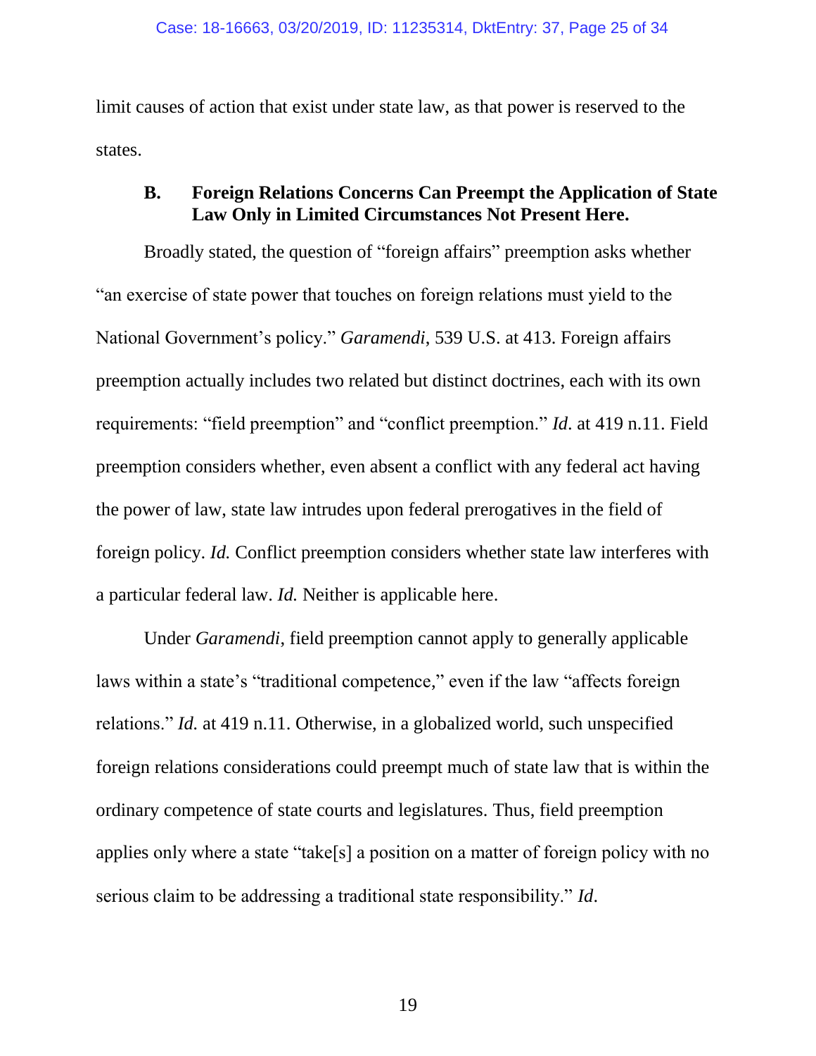limit causes of action that exist under state law, as that power is reserved to the states.

### B. Foreign Relations Concerns Can Preempt the Application of State Law Only in Limited Circumstances Not Present Here.

Broadly stated, the question of "foreign affairs" preemption asks whether "an exercise of state power that touches on foreign relations must yield to the National Government's policy." *Garamendi*, 539 U.S. at 413. Foreign affairs preemption actually includes two related but distinct doctrines, each with its own requirements: "field preemption" and "conflict preemption." *Id*. at 419 n.11. Field preemption considers whether, even absent a conflict with any federal act having the power of law, state law intrudes upon federal prerogatives in the field of foreign policy. *Id.* Conflict preemption considers whether state law interferes with a particular federal law. *Id.* Neither is applicable here.

Under *Garamendi*, field preemption cannot apply to generally applicable laws within a state's "traditional competence," even if the law "affects foreign relations." *Id.* at 419 n.11. Otherwise, in a globalized world, such unspecified foreign relations considerations could preempt much of state law that is within the ordinary competence of state courts and legislatures. Thus, field preemption applies only where a state "take[s] a position on a matter of foreign policy with no serious claim to be addressing a traditional state responsibility." *Id*.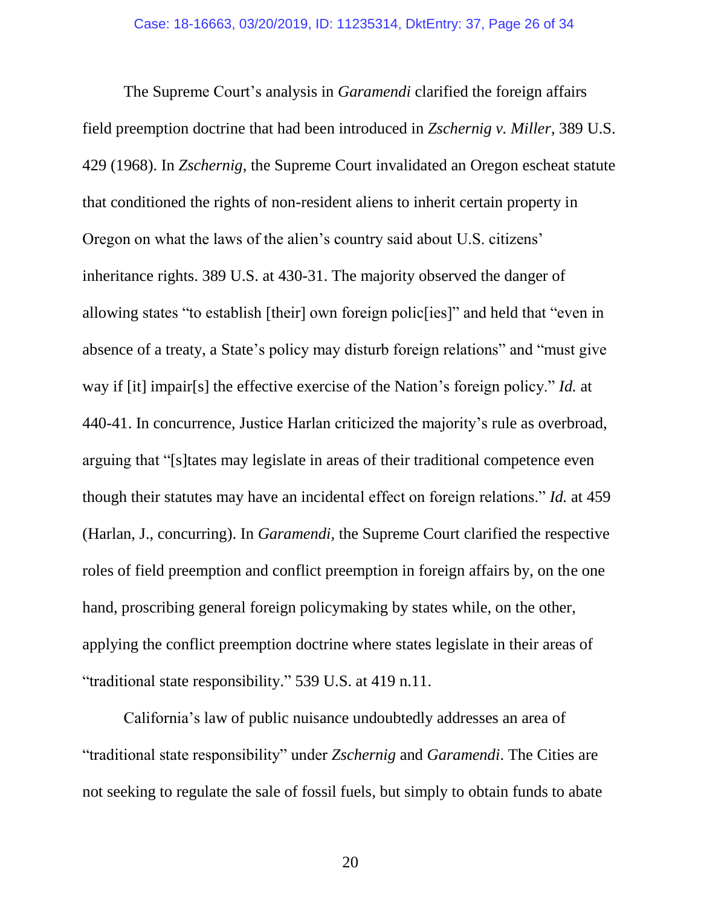The Supreme Court's analysis in *Garamendi* clarified the foreign affairs field preemption doctrine that had been introduced in *Zschernig v. Miller*, 389 U.S. 429 (1968). In *Zschernig*, the Supreme Court invalidated an Oregon escheat statute that conditioned the rights of non-resident aliens to inherit certain property in Oregon on what the laws of the alien's country said about U.S. citizens' inheritance rights. 389 U.S. at 430-31. The majority observed the danger of allowing states "to establish [their] own foreign polic[ies]" and held that "even in absence of a treaty, a State's policy may disturb foreign relations" and "must give way if [it] impair[s] the effective exercise of the Nation's foreign policy." *Id.* at 440-41. In concurrence, Justice Harlan criticized the majority's rule as overbroad, arguing that "[s]tates may legislate in areas of their traditional competence even though their statutes may have an incidental effect on foreign relations." *Id.* at 459 (Harlan, J., concurring). In *Garamendi*, the Supreme Court clarified the respective roles of field preemption and conflict preemption in foreign affairs by, on the one hand, proscribing general foreign policymaking by states while, on the other, applying the conflict preemption doctrine where states legislate in their areas of "traditional state responsibility." 539 U.S. at 419 n.11.

California's law of public nuisance undoubtedly addresses an area of "traditional state responsibility" under *Zschernig* and *Garamendi*. The Cities are not seeking to regulate the sale of fossil fuels, but simply to obtain funds to abate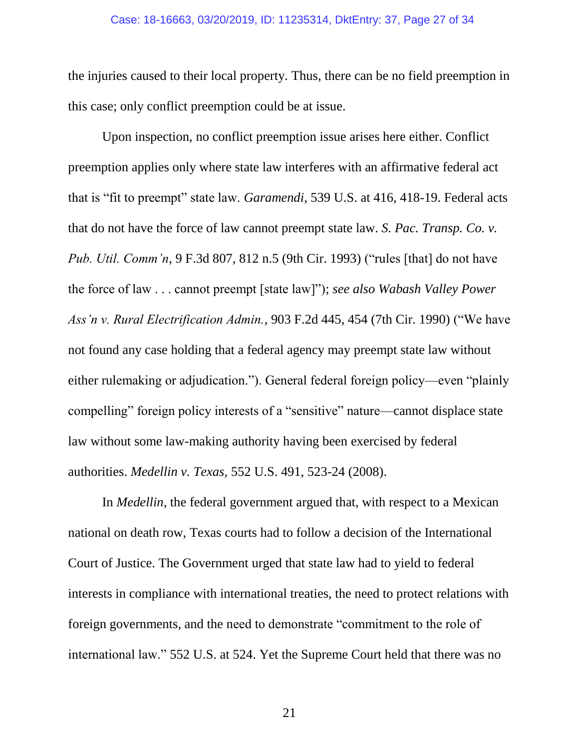the injuries caused to their local property. Thus, there can be no field preemption in this case; only conflict preemption could be at issue.

Upon inspection, no conflict preemption issue arises here either. Conflict preemption applies only where state law interferes with an affirmative federal act that is "fit to preempt" state law. *Garamendi*, 539 U.S. at 416, 418-19. Federal acts that do not have the force of law cannot preempt state law. *S. Pac. Transp. Co. v. Pub. Util. Comm'n*, 9 F.3d 807, 812 n.5 (9th Cir. 1993) ("rules [that] do not have the force of law . . . cannot preempt [state law]"); *see also Wabash Valley Power Ass'n v. Rural Electrification Admin.*, 903 F.2d 445, 454 (7th Cir. 1990) ("We have not found any case holding that a federal agency may preempt state law without either rulemaking or adjudication."). General federal foreign policy—even "plainly compelling" foreign policy interests of a "sensitive" nature—cannot displace state law without some law-making authority having been exercised by federal authorities. *Medellin v. Texas,* 552 U.S. 491, 523-24 (2008).

In *Medellin*, the federal government argued that, with respect to a Mexican national on death row, Texas courts had to follow a decision of the International Court of Justice. The Government urged that state law had to yield to federal interests in compliance with international treaties, the need to protect relations with foreign governments, and the need to demonstrate "commitment to the role of international law." 552 U.S. at 524. Yet the Supreme Court held that there was no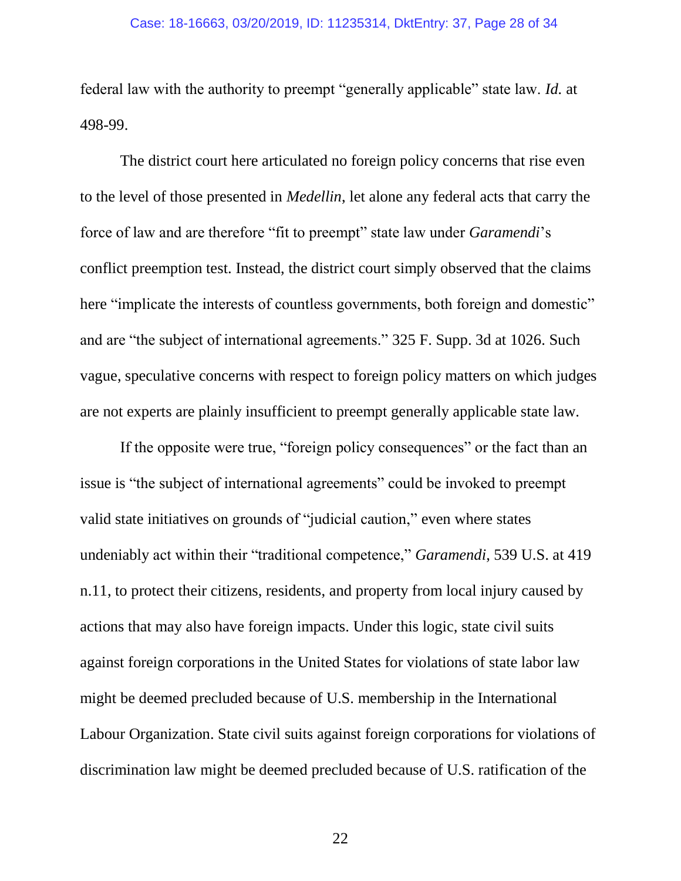federal law with the authority to preempt "generally applicable" state law. *Id.* at 498-99.

The district court here articulated no foreign policy concerns that rise even to the level of those presented in *Medellin*, let alone any federal acts that carry the force of law and are therefore "fit to preempt" state law under *Garamendi*'s conflict preemption test. Instead, the district court simply observed that the claims here "implicate the interests of countless governments, both foreign and domestic" and are "the subject of international agreements." 325 F. Supp. 3d at 1026. Such vague, speculative concerns with respect to foreign policy matters on which judges are not experts are plainly insufficient to preempt generally applicable state law.

If the opposite were true, "foreign policy consequences" or the fact than an issue is "the subject of international agreements" could be invoked to preempt valid state initiatives on grounds of "judicial caution," even where states undeniably act within their "traditional competence," *Garamendi*, 539 U.S. at 419 n.11, to protect their citizens, residents, and property from local injury caused by actions that may also have foreign impacts. Under this logic, state civil suits against foreign corporations in the United States for violations of state labor law might be deemed precluded because of U.S. membership in the International Labour Organization. State civil suits against foreign corporations for violations of discrimination law might be deemed precluded because of U.S. ratification of the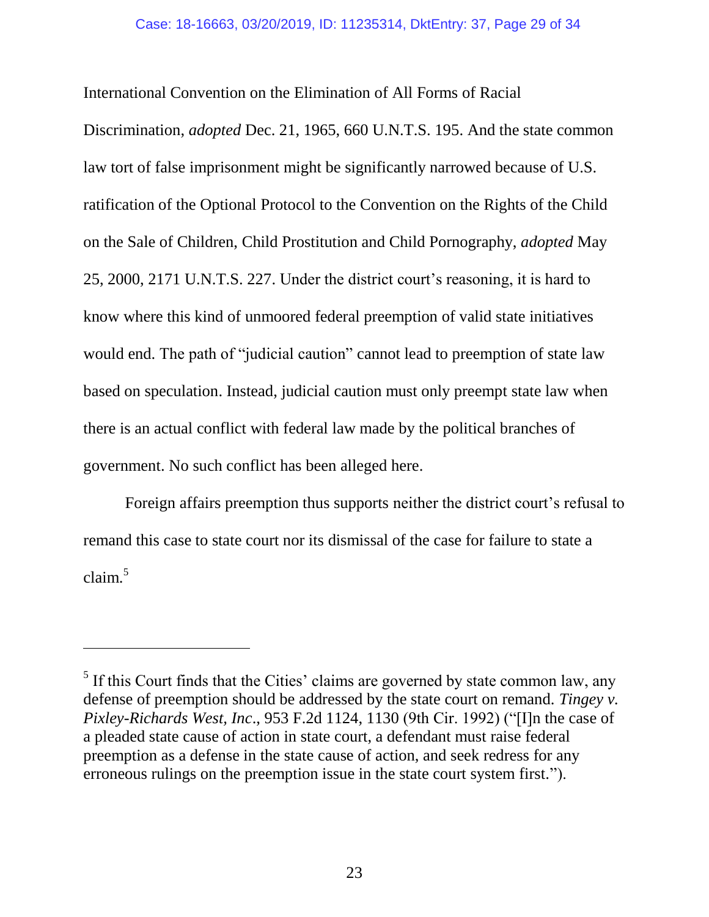International Convention on the Elimination of All Forms of Racial Discrimination, *adopted* Dec. 21, 1965, 660 U.N.T.S. 195. And the state common law tort of false imprisonment might be significantly narrowed because of U.S. ratification of the Optional Protocol to the Convention on the Rights of the Child on the Sale of Children, Child Prostitution and Child Pornography, *adopted* May 25, 2000, 2171 U.N.T.S. 227. Under the district court's reasoning, it is hard to know where this kind of unmoored federal preemption of valid state initiatives would end. The path of "judicial caution" cannot lead to preemption of state law based on speculation. Instead, judicial caution must only preempt state law when there is an actual conflict with federal law made by the political branches of government. No such conflict has been alleged here.

Foreign affairs preemption thus supports neither the district court's refusal to remand this case to state court nor its dismissal of the case for failure to state a claim.[5]

---

[5] If this Court finds that the Cities' claims are governed by state common law, any defense of preemption should be addressed by the state court on remand. *Tingey v. Pixley-Richards West, Inc*., 953 F.2d 1124, 1130 (9th Cir. 1992) ("[I]n the case of a pleaded state cause of action in state court, a defendant must raise federal preemption as a defense in the state cause of action, and seek redress for any erroneous rulings on the preemption issue in the state court system first.").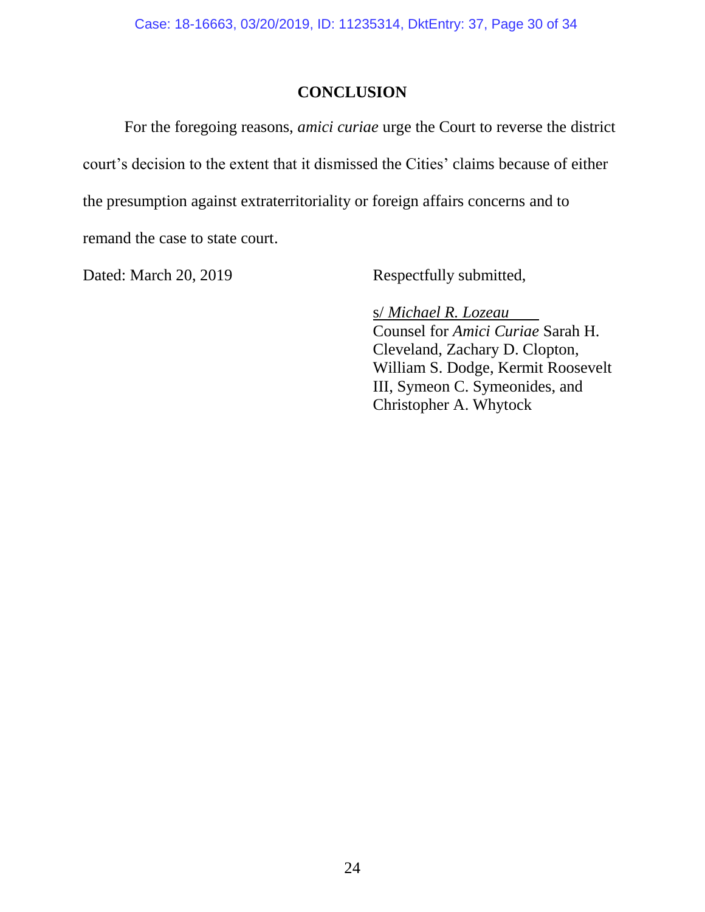## CONCLUSION

For the foregoing reasons, *amici curiae* urge the Court to reverse the district court's decision to the extent that it dismissed the Cities' claims because of either the presumption against extraterritoriality or foreign affairs concerns and to remand the case to state court.

Dated: March 20, 2019

Respectfully submitted,

s/ *Michael R. Lozeau*
Counsel for *Amici Curiae* Sarah H. Cleveland, Zachary D. Clopton, William S. Dodge, Kermit Roosevelt III, Symeon C. Symeonides, and Christopher A. Whytock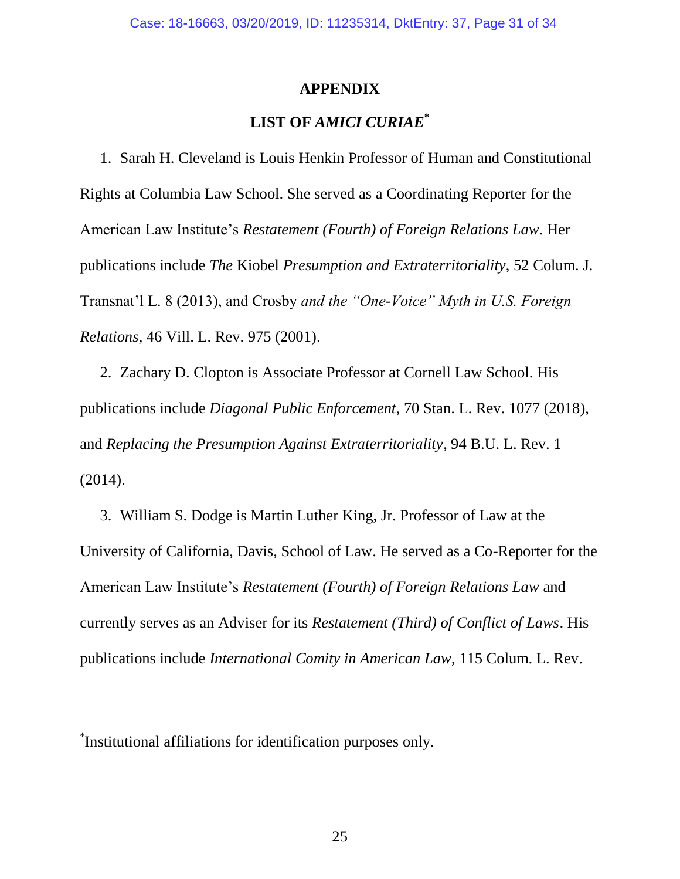## APPENDIX

## LIST OF *AMICI CURIAE*[*]

1. Sarah H. Cleveland is Louis Henkin Professor of Human and Constitutional Rights at Columbia Law School. She served as a Coordinating Reporter for the American Law Institute's *Restatement (Fourth) of Foreign Relations Law*. Her publications include *The* Kiobel *Presumption and Extraterritoriality*, 52 Colum. J. Transnat'l L. 8 (2013), and Crosby *and the "One-Voice" Myth in U.S. Foreign Relations*, 46 Vill. L. Rev. 975 (2001).

2. Zachary D. Clopton is Associate Professor at Cornell Law School. His publications include *Diagonal Public Enforcement*, 70 Stan. L. Rev. 1077 (2018), and *Replacing the Presumption Against Extraterritoriality*, 94 B.U. L. Rev. 1 (2014).

3. William S. Dodge is Martin Luther King, Jr. Professor of Law at the University of California, Davis, School of Law. He served as a Co-Reporter for the American Law Institute's *Restatement (Fourth) of Foreign Relations Law* and currently serves as an Adviser for its *Restatement (Third) of Conflict of Laws*. His publications include *International Comity in American Law*, 115 Colum. L. Rev.

---

[*] Institutional affiliations for identification purposes only.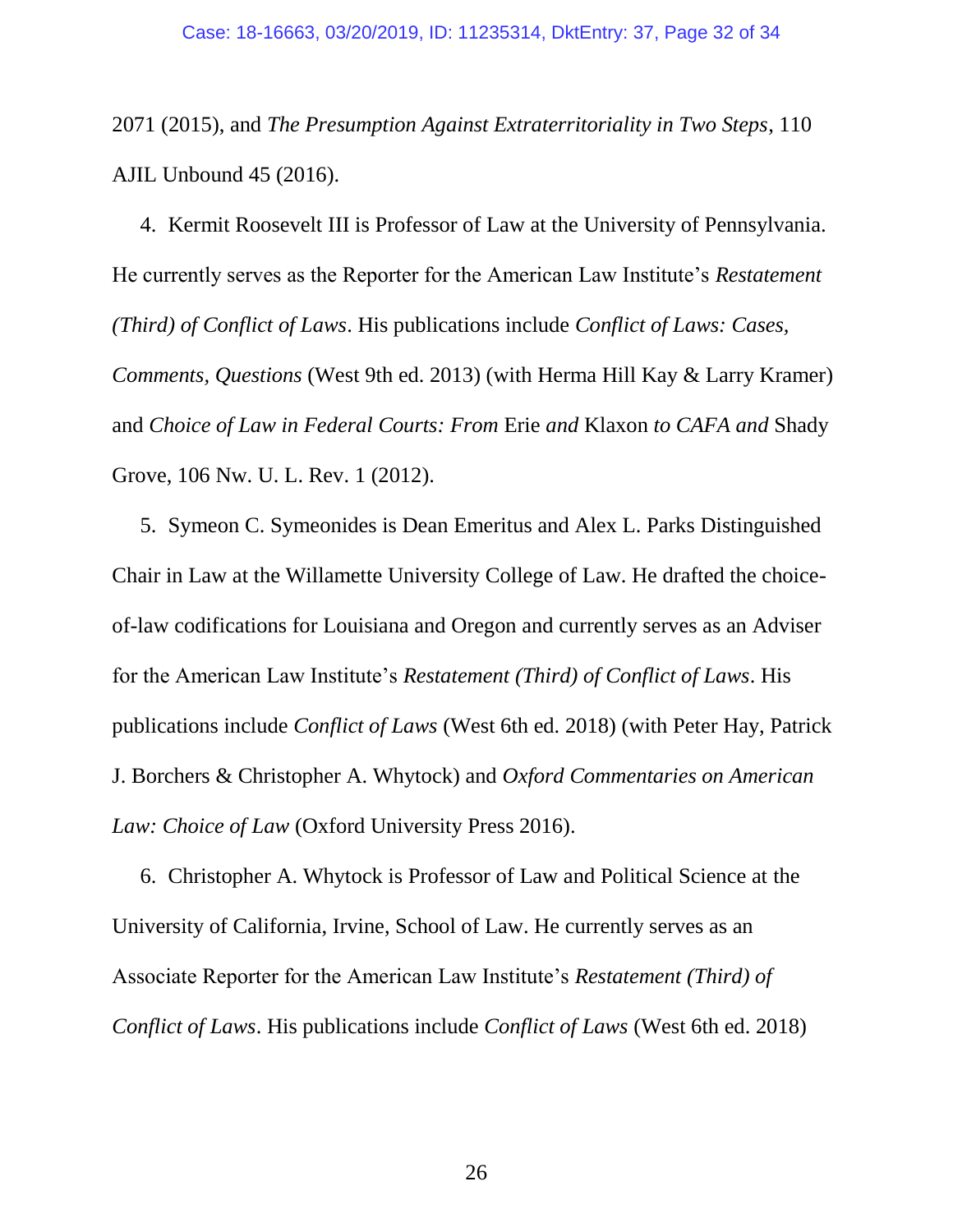2071 (2015), and *The Presumption Against Extraterritoriality in Two Steps*, 110 AJIL Unbound 45 (2016).

4. Kermit Roosevelt III is Professor of Law at the University of Pennsylvania. He currently serves as the Reporter for the American Law Institute's *Restatement (Third) of Conflict of Laws*. His publications include *Conflict of Laws: Cases, Comments, Questions* (West 9th ed. 2013) (with Herma Hill Kay & Larry Kramer) and *Choice of Law in Federal Courts: From* Erie *and* Klaxon *to CAFA and* Shady Grove, 106 Nw. U. L. Rev. 1 (2012).

5. Symeon C. Symeonides is Dean Emeritus and Alex L. Parks Distinguished Chair in Law at the Willamette University College of Law. He drafted the choice-of-law codifications for Louisiana and Oregon and currently serves as an Adviser for the American Law Institute's *Restatement (Third) of Conflict of Laws*. His publications include *Conflict of Laws* (West 6th ed. 2018) (with Peter Hay, Patrick J. Borchers & Christopher A. Whytock) and *Oxford Commentaries on American Law: Choice of Law* (Oxford University Press 2016).

6. Christopher A. Whytock is Professor of Law and Political Science at the University of California, Irvine, School of Law. He currently serves as an Associate Reporter for the American Law Institute's *Restatement (Third) of Conflict of Laws*. His publications include *Conflict of Laws* (West 6th ed. 2018)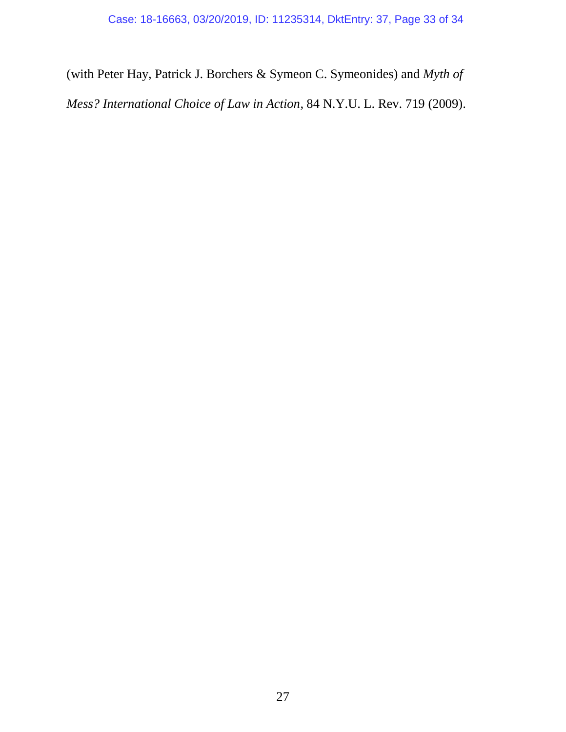(with Peter Hay, Patrick J. Borchers & Symeon C. Symeonides) and *Myth of Mess? International Choice of Law in Action*, 84 N.Y.U. L. Rev. 719 (2009).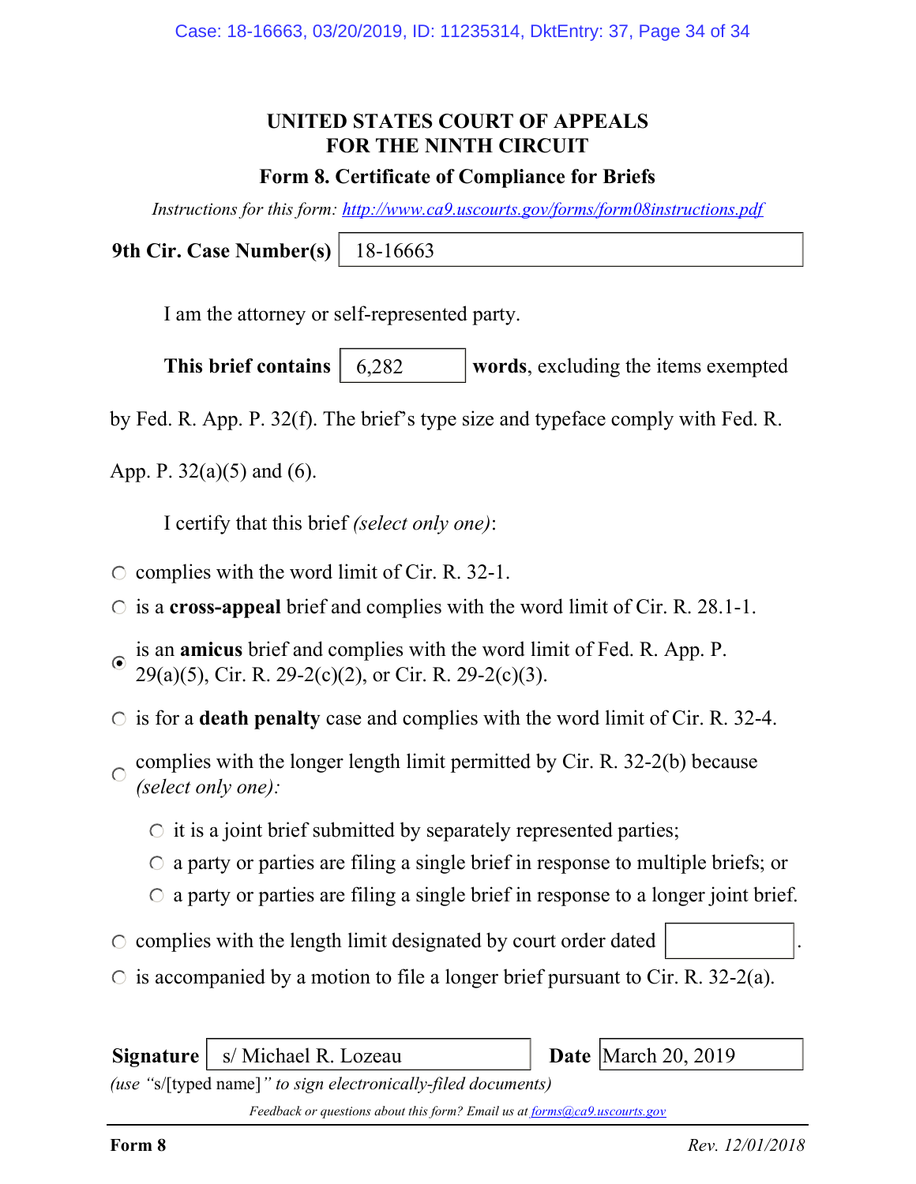**UNITED STATES COURT OF APPEALS**
**FOR THE NINTH CIRCUIT**

**Form 8. Certificate of Compliance for Briefs**

*Instructions for this form: http://www.ca9.uscourts.gov/forms/form08instructions.pdf*

**9th Cir. Case Number(s)** 18-16663

I am the attorney or self-represented party.

**This brief contains** 6,282 **words**, excluding the items exempted by Fed. R. App. P. 32(f). The brief's type size and typeface comply with Fed. R. App. P. 32(a)(5) and (6).

I certify that this brief *(select only one)*:

- ○ complies with the word limit of Cir. R. 32-1.
- ○ is a **cross-appeal** brief and complies with the word limit of Cir. R. 28.1-1.
- ◉ is an **amicus** brief and complies with the word limit of Fed. R. App. P. 29(a)(5), Cir. R. 29-2(c)(2), or Cir. R. 29-2(c)(3).
- ○ is for a **death penalty** case and complies with the word limit of Cir. R. 32-4.
- ○ complies with the longer length limit permitted by Cir. R. 32-2(b) because *(select only one):*
  - ○ it is a joint brief submitted by separately represented parties;
  - ○ a party or parties are filing a single brief in response to multiple briefs; or
  - ○ a party or parties are filing a single brief in response to a longer joint brief.
- ○ complies with the length limit designated by court order dated ______.
- ○ is accompanied by a motion to file a longer brief pursuant to Cir. R. 32-2(a).

**Signature** s/ Michael R. Lozeau **Date** March 20, 2019

*(use "*s/[typed name]*" to sign electronically-filed documents)*

*Feedback or questions about this form? Email us at forms@ca9.uscourts.gov*

**Form 8** *Rev. 12/01/2018*